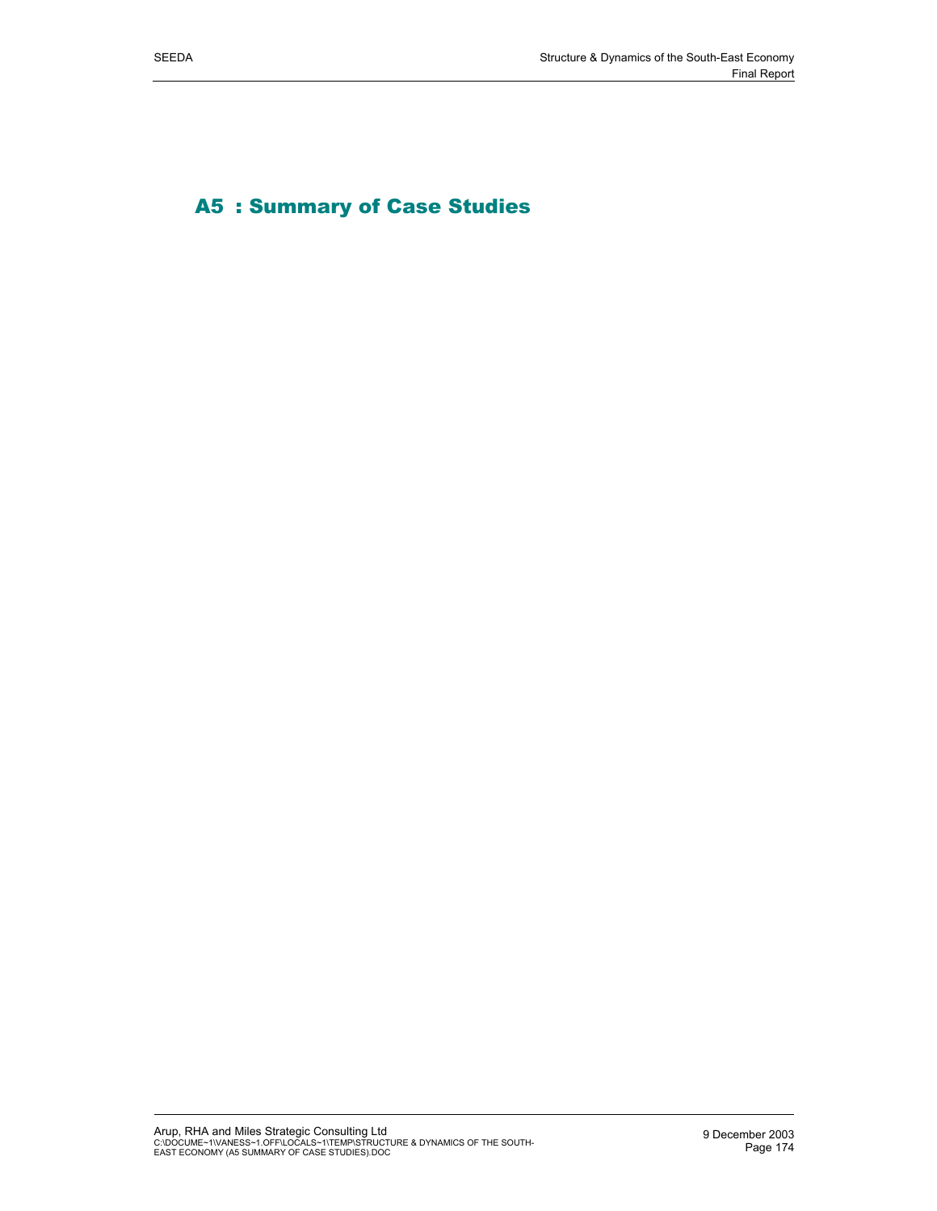# A5 : Summary of Case Studies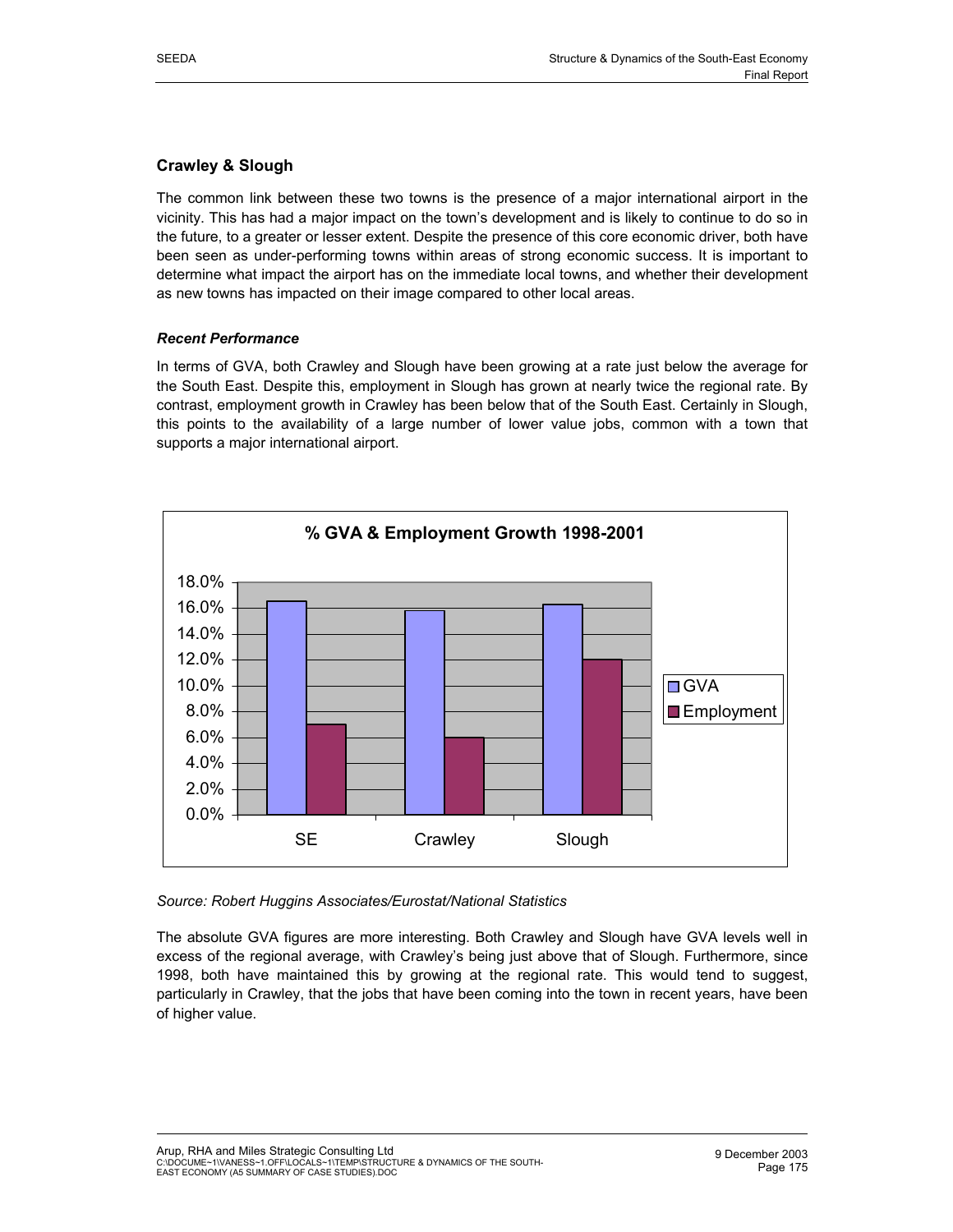## Crawley & Slough

The common link between these two towns is the presence of a major international airport in the vicinity. This has had a major impact on the town's development and is likely to continue to do so in the future, to a greater or lesser extent. Despite the presence of this core economic driver, both have been seen as under-performing towns within areas of strong economic success. It is important to determine what impact the airport has on the immediate local towns, and whether their development as new towns has impacted on their image compared to other local areas.

### *Recent Performance*

In terms of GVA, both Crawley and Slough have been growing at a rate just below the average for the South East. Despite this, employment in Slough has grown at nearly twice the regional rate. By contrast, employment growth in Crawley has been below that of the South East. Certainly in Slough, this points to the availability of a large number of lower value jobs, common with a town that supports a major international airport.

**% GVA & Employment Growth 1998-2001**

| | GVA | Employment |
|---|---|---|
| SE | 16.5% | 7.0% |
| Crawley | 15.8% | 6.0% |
| Slough | 16.3% | 12.0% |

*Source: Robert Huggins Associates/Eurostat/National Statistics*

The absolute GVA figures are more interesting. Both Crawley and Slough have GVA levels well in excess of the regional average, with Crawley's being just above that of Slough. Furthermore, since 1998, both have maintained this by growing at the regional rate. This would tend to suggest, particularly in Crawley, that the jobs that have been coming into the town in recent years, have been of higher value.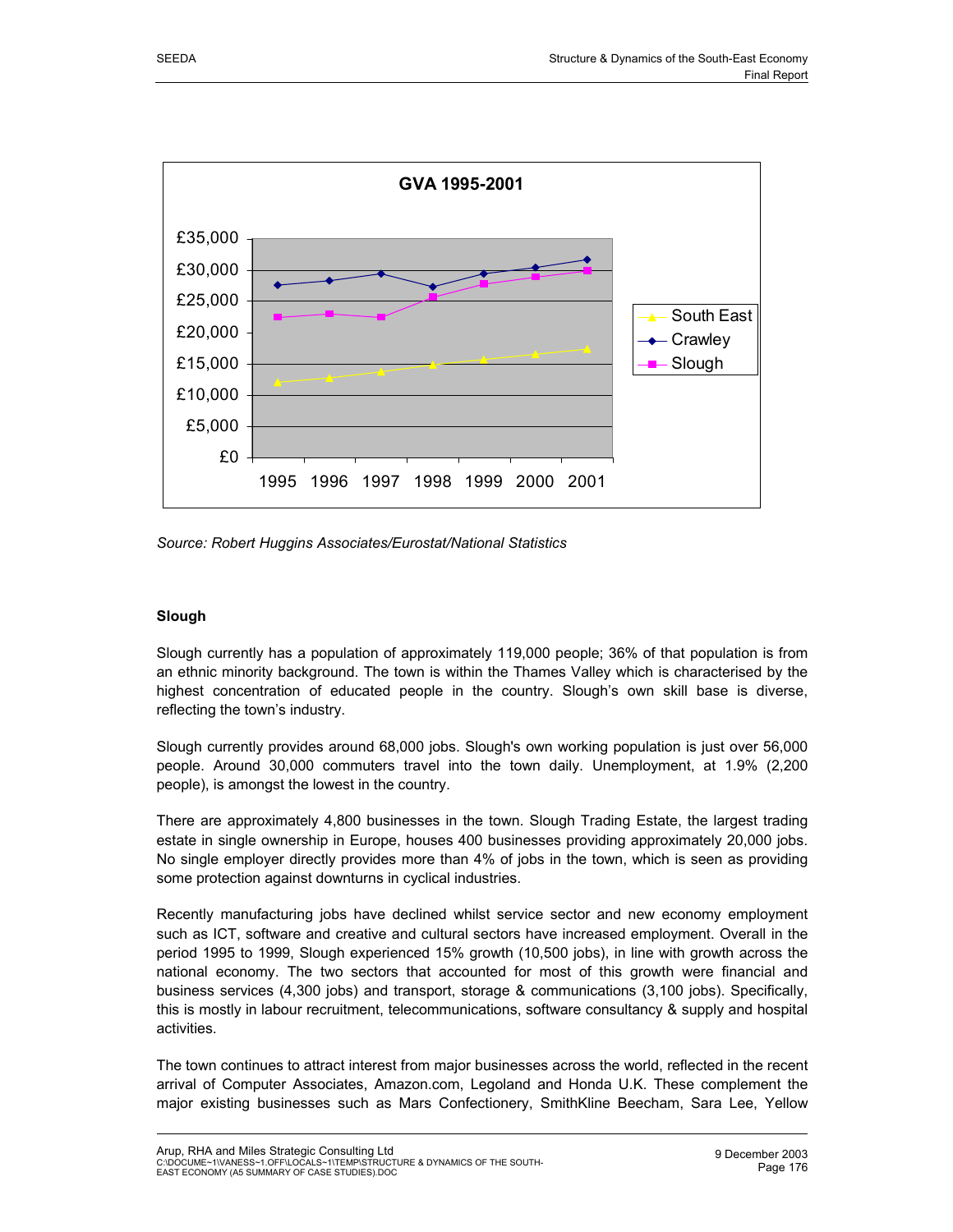GVA 1995-2001

Source: Robert Huggins Associates/Eurostat/National Statistics

**Slough**

Slough currently has a population of approximately 119,000 people; 36% of that population is from an ethnic minority background. The town is within the Thames Valley which is characterised by the highest concentration of educated people in the country. Slough's own skill base is diverse, reflecting the town's industry.

Slough currently provides around 68,000 jobs. Slough's own working population is just over 56,000 people. Around 30,000 commuters travel into the town daily. Unemployment, at 1.9% (2,200 people), is amongst the lowest in the country.

There are approximately 4,800 businesses in the town. Slough Trading Estate, the largest trading estate in single ownership in Europe, houses 400 businesses providing approximately 20,000 jobs. No single employer directly provides more than 4% of jobs in the town, which is seen as providing some protection against downturns in cyclical industries.

Recently manufacturing jobs have declined whilst service sector and new economy employment such as ICT, software and creative and cultural sectors have increased employment. Overall in the period 1995 to 1999, Slough experienced 15% growth (10,500 jobs), in line with growth across the national economy. The two sectors that accounted for most of this growth were financial and business services (4,300 jobs) and transport, storage & communications (3,100 jobs). Specifically, this is mostly in labour recruitment, telecommunications, software consultancy & supply and hospital activities.

The town continues to attract interest from major businesses across the world, reflected in the recent arrival of Computer Associates, Amazon.com, Legoland and Honda U.K. These complement the major existing businesses such as Mars Confectionery, SmithKline Beecham, Sara Lee, Yellow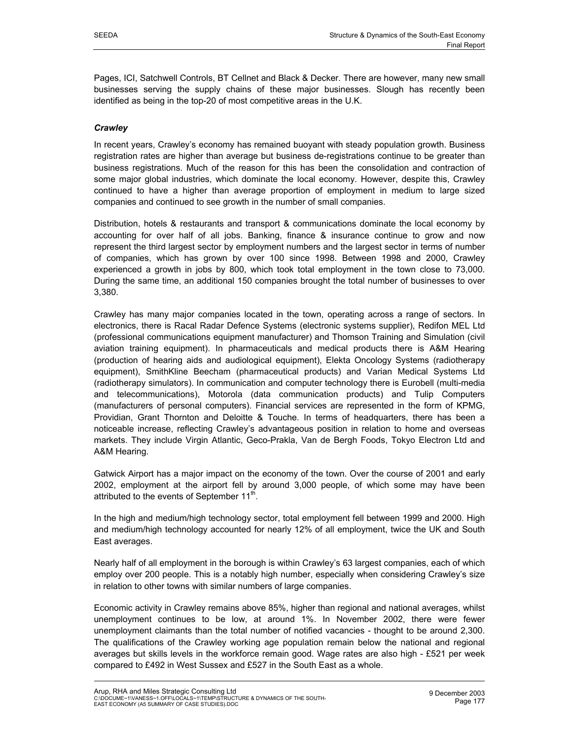Pages, ICI, Satchwell Controls, BT Cellnet and Black & Decker. There are however, many new small businesses serving the supply chains of these major businesses. Slough has recently been identified as being in the top-20 of most competitive areas in the U.K.

### *Crawley*

In recent years, Crawley's economy has remained buoyant with steady population growth. Business registration rates are higher than average but business de-registrations continue to be greater than business registrations. Much of the reason for this has been the consolidation and contraction of some major global industries, which dominate the local economy. However, despite this, Crawley continued to have a higher than average proportion of employment in medium to large sized companies and continued to see growth in the number of small companies.

Distribution, hotels & restaurants and transport & communications dominate the local economy by accounting for over half of all jobs. Banking, finance & insurance continue to grow and now represent the third largest sector by employment numbers and the largest sector in terms of number of companies, which has grown by over 100 since 1998. Between 1998 and 2000, Crawley experienced a growth in jobs by 800, which took total employment in the town close to 73,000. During the same time, an additional 150 companies brought the total number of businesses to over 3,380.

Crawley has many major companies located in the town, operating across a range of sectors. In electronics, there is Racal Radar Defence Systems (electronic systems supplier), Redifon MEL Ltd (professional communications equipment manufacturer) and Thomson Training and Simulation (civil aviation training equipment). In pharmaceuticals and medical products there is A&M Hearing (production of hearing aids and audiological equipment), Elekta Oncology Systems (radiotherapy equipment), SmithKline Beecham (pharmaceutical products) and Varian Medical Systems Ltd (radiotherapy simulators). In communication and computer technology there is Eurobell (multi-media and telecommunications), Motorola (data communication products) and Tulip Computers (manufacturers of personal computers). Financial services are represented in the form of KPMG, Providian, Grant Thornton and Deloitte & Touche. In terms of headquarters, there has been a noticeable increase, reflecting Crawley's advantageous position in relation to home and overseas markets. They include Virgin Atlantic, Geco-Prakla, Van de Bergh Foods, Tokyo Electron Ltd and A&M Hearing.

Gatwick Airport has a major impact on the economy of the town. Over the course of 2001 and early 2002, employment at the airport fell by around 3,000 people, of which some may have been attributed to the events of September 11th.

In the high and medium/high technology sector, total employment fell between 1999 and 2000. High and medium/high technology accounted for nearly 12% of all employment, twice the UK and South East averages.

Nearly half of all employment in the borough is within Crawley's 63 largest companies, each of which employ over 200 people. This is a notably high number, especially when considering Crawley's size in relation to other towns with similar numbers of large companies.

Economic activity in Crawley remains above 85%, higher than regional and national averages, whilst unemployment continues to be low, at around 1%. In November 2002, there were fewer unemployment claimants than the total number of notified vacancies - thought to be around 2,300. The qualifications of the Crawley working age population remain below the national and regional averages but skills levels in the workforce remain good. Wage rates are also high - £521 per week compared to £492 in West Sussex and £527 in the South East as a whole.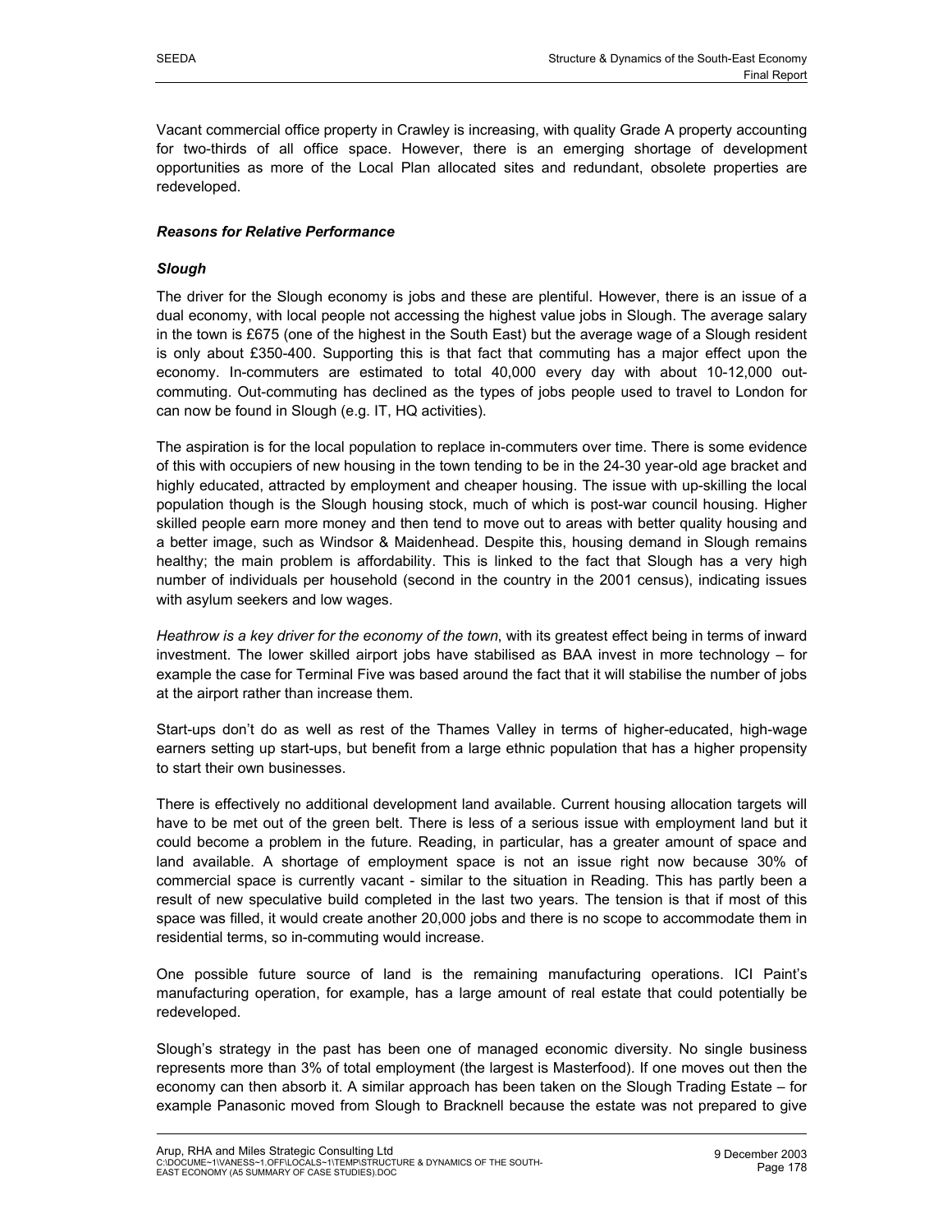Vacant commercial office property in Crawley is increasing, with quality Grade A property accounting for two-thirds of all office space. However, there is an emerging shortage of development opportunities as more of the Local Plan allocated sites and redundant, obsolete properties are redeveloped.

***Reasons for Relative Performance***

***Slough***

The driver for the Slough economy is jobs and these are plentiful. However, there is an issue of a dual economy, with local people not accessing the highest value jobs in Slough. The average salary in the town is £675 (one of the highest in the South East) but the average wage of a Slough resident is only about £350-400. Supporting this is that fact that commuting has a major effect upon the economy. In-commuters are estimated to total 40,000 every day with about 10-12,000 out-commuting. Out-commuting has declined as the types of jobs people used to travel to London for can now be found in Slough (e.g. IT, HQ activities).

The aspiration is for the local population to replace in-commuters over time. There is some evidence of this with occupiers of new housing in the town tending to be in the 24-30 year-old age bracket and highly educated, attracted by employment and cheaper housing. The issue with up-skilling the local population though is the Slough housing stock, much of which is post-war council housing. Higher skilled people earn more money and then tend to move out to areas with better quality housing and a better image, such as Windsor & Maidenhead. Despite this, housing demand in Slough remains healthy; the main problem is affordability. This is linked to the fact that Slough has a very high number of individuals per household (second in the country in the 2001 census), indicating issues with asylum seekers and low wages.

*Heathrow is a key driver for the economy of the town*, with its greatest effect being in terms of inward investment. The lower skilled airport jobs have stabilised as BAA invest in more technology – for example the case for Terminal Five was based around the fact that it will stabilise the number of jobs at the airport rather than increase them.

Start-ups don't do as well as rest of the Thames Valley in terms of higher-educated, high-wage earners setting up start-ups, but benefit from a large ethnic population that has a higher propensity to start their own businesses.

There is effectively no additional development land available. Current housing allocation targets will have to be met out of the green belt. There is less of a serious issue with employment land but it could become a problem in the future. Reading, in particular, has a greater amount of space and land available. A shortage of employment space is not an issue right now because 30% of commercial space is currently vacant - similar to the situation in Reading. This has partly been a result of new speculative build completed in the last two years. The tension is that if most of this space was filled, it would create another 20,000 jobs and there is no scope to accommodate them in residential terms, so in-commuting would increase.

One possible future source of land is the remaining manufacturing operations. ICI Paint's manufacturing operation, for example, has a large amount of real estate that could potentially be redeveloped.

Slough's strategy in the past has been one of managed economic diversity. No single business represents more than 3% of total employment (the largest is Masterfood). If one moves out then the economy can then absorb it. A similar approach has been taken on the Slough Trading Estate – for example Panasonic moved from Slough to Bracknell because the estate was not prepared to give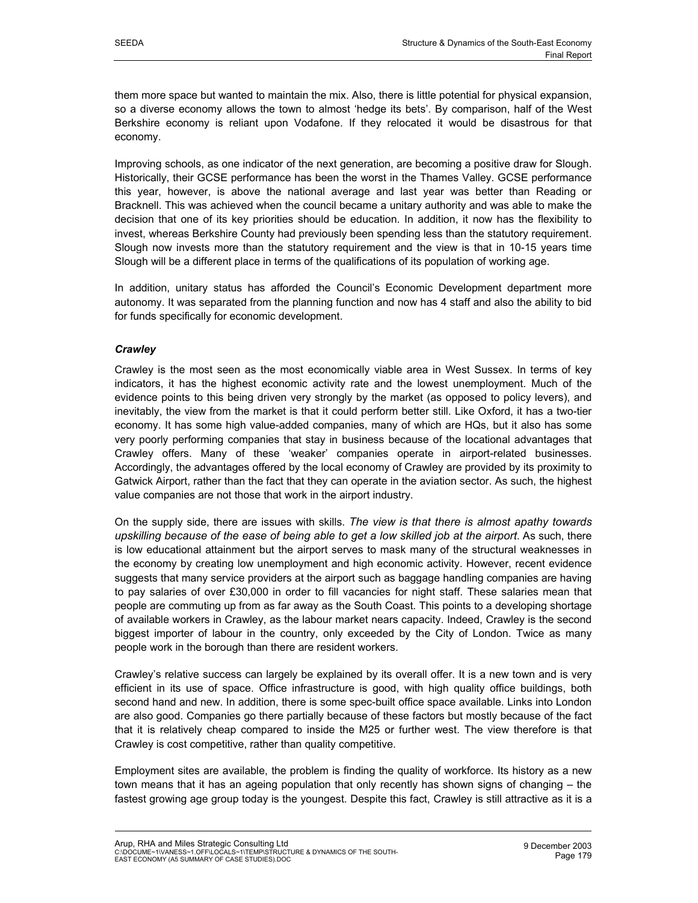them more space but wanted to maintain the mix. Also, there is little potential for physical expansion, so a diverse economy allows the town to almost 'hedge its bets'. By comparison, half of the West Berkshire economy is reliant upon Vodafone. If they relocated it would be disastrous for that economy.

Improving schools, as one indicator of the next generation, are becoming a positive draw for Slough. Historically, their GCSE performance has been the worst in the Thames Valley. GCSE performance this year, however, is above the national average and last year was better than Reading or Bracknell. This was achieved when the council became a unitary authority and was able to make the decision that one of its key priorities should be education. In addition, it now has the flexibility to invest, whereas Berkshire County had previously been spending less than the statutory requirement. Slough now invests more than the statutory requirement and the view is that in 10-15 years time Slough will be a different place in terms of the qualifications of its population of working age.

In addition, unitary status has afforded the Council's Economic Development department more autonomy. It was separated from the planning function and now has 4 staff and also the ability to bid for funds specifically for economic development.

### *Crawley*

Crawley is the most seen as the most economically viable area in West Sussex. In terms of key indicators, it has the highest economic activity rate and the lowest unemployment. Much of the evidence points to this being driven very strongly by the market (as opposed to policy levers), and inevitably, the view from the market is that it could perform better still. Like Oxford, it has a two-tier economy. It has some high value-added companies, many of which are HQs, but it also has some very poorly performing companies that stay in business because of the locational advantages that Crawley offers. Many of these 'weaker' companies operate in airport-related businesses. Accordingly, the advantages offered by the local economy of Crawley are provided by its proximity to Gatwick Airport, rather than the fact that they can operate in the aviation sector. As such, the highest value companies are not those that work in the airport industry.

On the supply side, there are issues with skills. *The view is that there is almost apathy towards upskilling because of the ease of being able to get a low skilled job at the airport.* As such, there is low educational attainment but the airport serves to mask many of the structural weaknesses in the economy by creating low unemployment and high economic activity. However, recent evidence suggests that many service providers at the airport such as baggage handling companies are having to pay salaries of over £30,000 in order to fill vacancies for night staff. These salaries mean that people are commuting up from as far away as the South Coast. This points to a developing shortage of available workers in Crawley, as the labour market nears capacity. Indeed, Crawley is the second biggest importer of labour in the country, only exceeded by the City of London. Twice as many people work in the borough than there are resident workers.

Crawley's relative success can largely be explained by its overall offer. It is a new town and is very efficient in its use of space. Office infrastructure is good, with high quality office buildings, both second hand and new. In addition, there is some spec-built office space available. Links into London are also good. Companies go there partially because of these factors but mostly because of the fact that it is relatively cheap compared to inside the M25 or further west. The view therefore is that Crawley is cost competitive, rather than quality competitive.

Employment sites are available, the problem is finding the quality of workforce. Its history as a new town means that it has an ageing population that only recently has shown signs of changing – the fastest growing age group today is the youngest. Despite this fact, Crawley is still attractive as it is a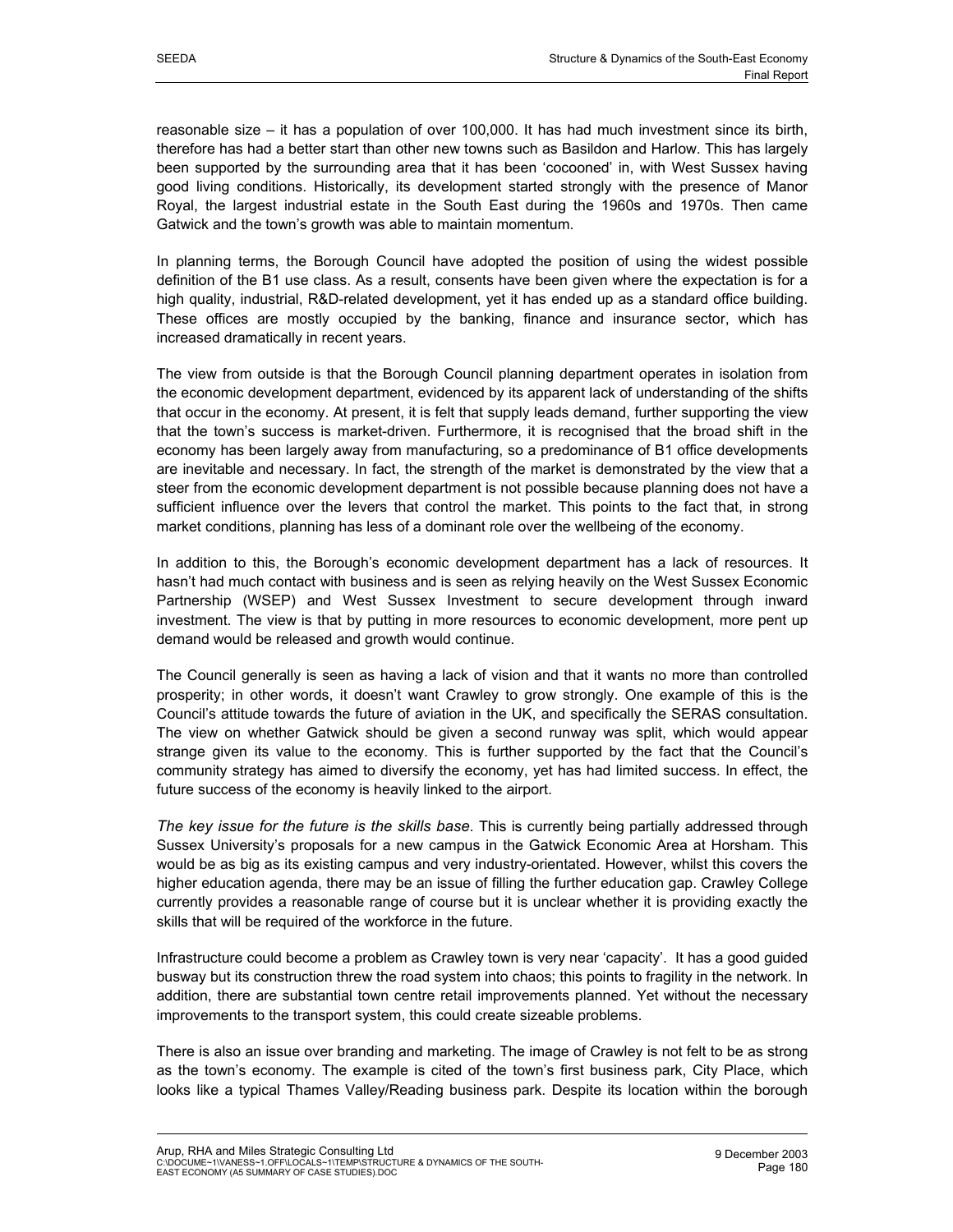reasonable size – it has a population of over 100,000. It has had much investment since its birth, therefore has had a better start than other new towns such as Basildon and Harlow. This has largely been supported by the surrounding area that it has been 'cocooned' in, with West Sussex having good living conditions. Historically, its development started strongly with the presence of Manor Royal, the largest industrial estate in the South East during the 1960s and 1970s. Then came Gatwick and the town's growth was able to maintain momentum.

In planning terms, the Borough Council have adopted the position of using the widest possible definition of the B1 use class. As a result, consents have been given where the expectation is for a high quality, industrial, R&D-related development, yet it has ended up as a standard office building. These offices are mostly occupied by the banking, finance and insurance sector, which has increased dramatically in recent years.

The view from outside is that the Borough Council planning department operates in isolation from the economic development department, evidenced by its apparent lack of understanding of the shifts that occur in the economy. At present, it is felt that supply leads demand, further supporting the view that the town's success is market-driven. Furthermore, it is recognised that the broad shift in the economy has been largely away from manufacturing, so a predominance of B1 office developments are inevitable and necessary. In fact, the strength of the market is demonstrated by the view that a steer from the economic development department is not possible because planning does not have a sufficient influence over the levers that control the market. This points to the fact that, in strong market conditions, planning has less of a dominant role over the wellbeing of the economy.

In addition to this, the Borough's economic development department has a lack of resources. It hasn't had much contact with business and is seen as relying heavily on the West Sussex Economic Partnership (WSEP) and West Sussex Investment to secure development through inward investment. The view is that by putting in more resources to economic development, more pent up demand would be released and growth would continue.

The Council generally is seen as having a lack of vision and that it wants no more than controlled prosperity; in other words, it doesn't want Crawley to grow strongly. One example of this is the Council's attitude towards the future of aviation in the UK, and specifically the SERAS consultation. The view on whether Gatwick should be given a second runway was split, which would appear strange given its value to the economy. This is further supported by the fact that the Council's community strategy has aimed to diversify the economy, yet has had limited success. In effect, the future success of the economy is heavily linked to the airport.

*The key issue for the future is the skills base*. This is currently being partially addressed through Sussex University's proposals for a new campus in the Gatwick Economic Area at Horsham. This would be as big as its existing campus and very industry-orientated. However, whilst this covers the higher education agenda, there may be an issue of filling the further education gap. Crawley College currently provides a reasonable range of course but it is unclear whether it is providing exactly the skills that will be required of the workforce in the future.

Infrastructure could become a problem as Crawley town is very near 'capacity'. It has a good guided busway but its construction threw the road system into chaos; this points to fragility in the network. In addition, there are substantial town centre retail improvements planned. Yet without the necessary improvements to the transport system, this could create sizeable problems.

There is also an issue over branding and marketing. The image of Crawley is not felt to be as strong as the town's economy. The example is cited of the town's first business park, City Place, which looks like a typical Thames Valley/Reading business park. Despite its location within the borough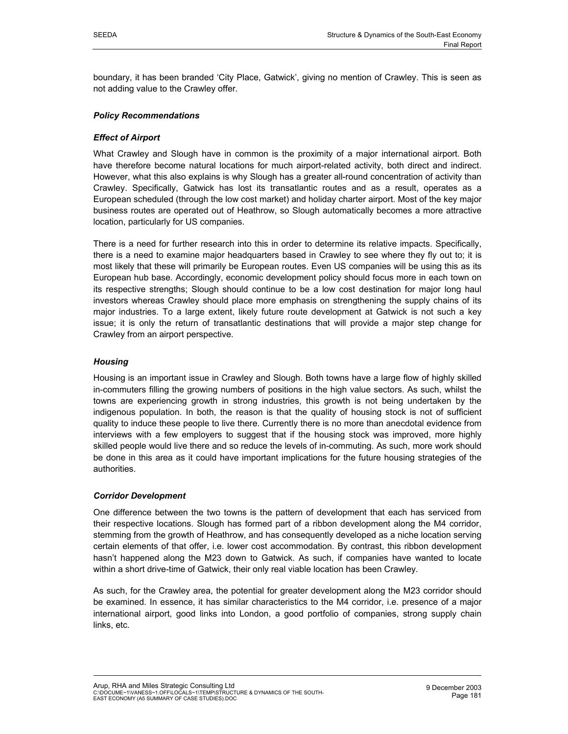boundary, it has been branded 'City Place, Gatwick', giving no mention of Crawley. This is seen as not adding value to the Crawley offer.

***Policy Recommendations***

***Effect of Airport***

What Crawley and Slough have in common is the proximity of a major international airport. Both have therefore become natural locations for much airport-related activity, both direct and indirect. However, what this also explains is why Slough has a greater all-round concentration of activity than Crawley. Specifically, Gatwick has lost its transatlantic routes and as a result, operates as a European scheduled (through the low cost market) and holiday charter airport. Most of the key major business routes are operated out of Heathrow, so Slough automatically becomes a more attractive location, particularly for US companies.

There is a need for further research into this in order to determine its relative impacts. Specifically, there is a need to examine major headquarters based in Crawley to see where they fly out to; it is most likely that these will primarily be European routes. Even US companies will be using this as its European hub base. Accordingly, economic development policy should focus more in each town on its respective strengths; Slough should continue to be a low cost destination for major long haul investors whereas Crawley should place more emphasis on strengthening the supply chains of its major industries. To a large extent, likely future route development at Gatwick is not such a key issue; it is only the return of transatlantic destinations that will provide a major step change for Crawley from an airport perspective.

***Housing***

Housing is an important issue in Crawley and Slough. Both towns have a large flow of highly skilled in-commuters filling the growing numbers of positions in the high value sectors. As such, whilst the towns are experiencing growth in strong industries, this growth is not being undertaken by the indigenous population. In both, the reason is that the quality of housing stock is not of sufficient quality to induce these people to live there. Currently there is no more than anecdotal evidence from interviews with a few employers to suggest that if the housing stock was improved, more highly skilled people would live there and so reduce the levels of in-commuting. As such, more work should be done in this area as it could have important implications for the future housing strategies of the authorities.

***Corridor Development***

One difference between the two towns is the pattern of development that each has serviced from their respective locations. Slough has formed part of a ribbon development along the M4 corridor, stemming from the growth of Heathrow, and has consequently developed as a niche location serving certain elements of that offer, i.e. lower cost accommodation. By contrast, this ribbon development hasn't happened along the M23 down to Gatwick. As such, if companies have wanted to locate within a short drive-time of Gatwick, their only real viable location has been Crawley.

As such, for the Crawley area, the potential for greater development along the M23 corridor should be examined. In essence, it has similar characteristics to the M4 corridor, i.e. presence of a major international airport, good links into London, a good portfolio of companies, strong supply chain links, etc.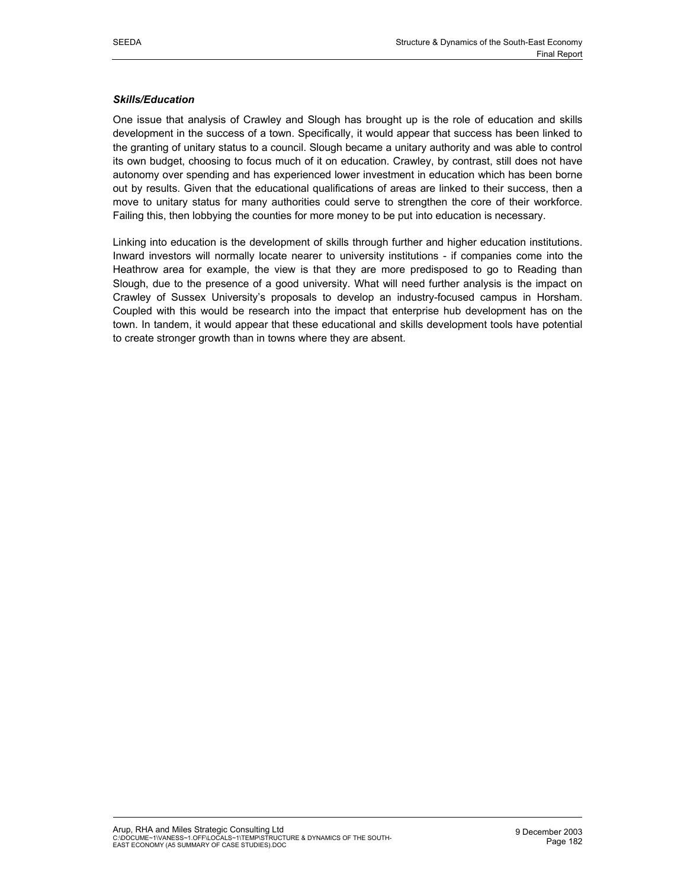### *Skills/Education*

One issue that analysis of Crawley and Slough has brought up is the role of education and skills development in the success of a town. Specifically, it would appear that success has been linked to the granting of unitary status to a council. Slough became a unitary authority and was able to control its own budget, choosing to focus much of it on education. Crawley, by contrast, still does not have autonomy over spending and has experienced lower investment in education which has been borne out by results. Given that the educational qualifications of areas are linked to their success, then a move to unitary status for many authorities could serve to strengthen the core of their workforce. Failing this, then lobbying the counties for more money to be put into education is necessary.

Linking into education is the development of skills through further and higher education institutions. Inward investors will normally locate nearer to university institutions - if companies come into the Heathrow area for example, the view is that they are more predisposed to go to Reading than Slough, due to the presence of a good university. What will need further analysis is the impact on Crawley of Sussex University's proposals to develop an industry-focused campus in Horsham. Coupled with this would be research into the impact that enterprise hub development has on the town. In tandem, it would appear that these educational and skills development tools have potential to create stronger growth than in towns where they are absent.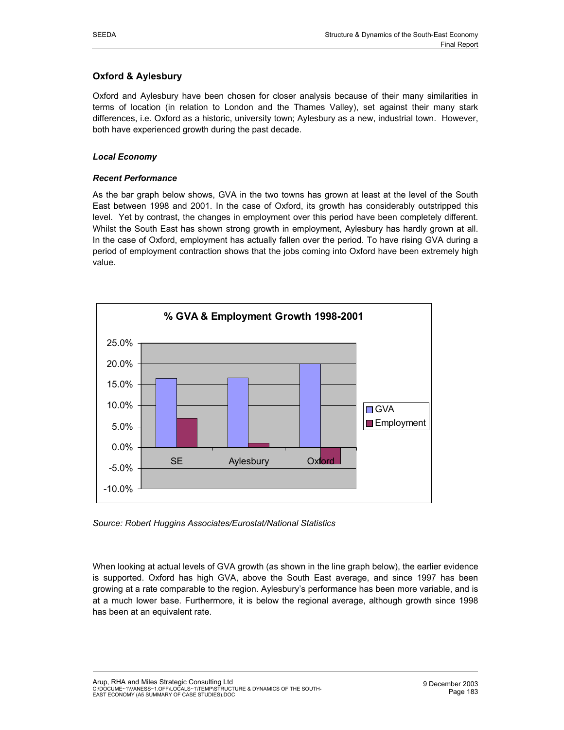## Oxford & Aylesbury

Oxford and Aylesbury have been chosen for closer analysis because of their many similarities in terms of location (in relation to London and the Thames Valley), set against their many stark differences, i.e. Oxford as a historic, university town; Aylesbury as a new, industrial town. However, both have experienced growth during the past decade.

### *Local Economy*

#### *Recent Performance*

As the bar graph below shows, GVA in the two towns has grown at least at the level of the South East between 1998 and 2001. In the case of Oxford, its growth has considerably outstripped this level. Yet by contrast, the changes in employment over this period have been completely different. Whilst the South East has shown strong growth in employment, Aylesbury has hardly grown at all. In the case of Oxford, employment has actually fallen over the period. To have rising GVA during a period of employment contraction shows that the jobs coming into Oxford have been extremely high value.

**% GVA & Employment Growth 1998-2001**

| | GVA | Employment |
|---|---|---|
| SE | ~16.5% | ~7.0% |
| Aylesbury | ~16.5% | ~1.0% |
| Oxford | ~20.0% | ~-4.0% |

*Source: Robert Huggins Associates/Eurostat/National Statistics*

When looking at actual levels of GVA growth (as shown in the line graph below), the earlier evidence is supported. Oxford has high GVA, above the South East average, and since 1997 has been growing at a rate comparable to the region. Aylesbury's performance has been more variable, and is at a much lower base. Furthermore, it is below the regional average, although growth since 1998 has been at an equivalent rate.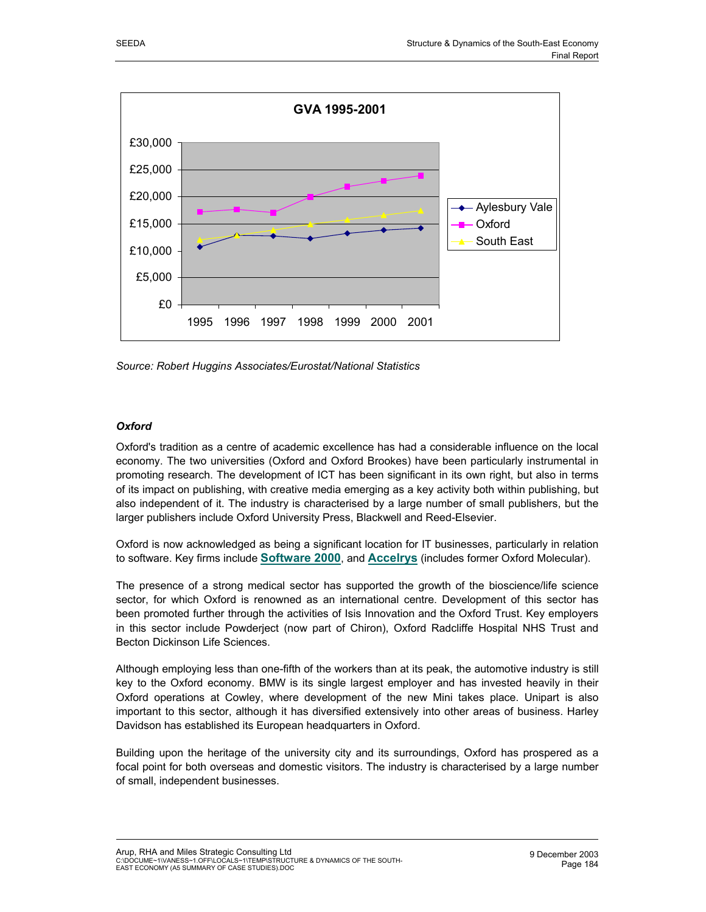GVA 1995-2001

Source: Robert Huggins Associates/Eurostat/National Statistics

***Oxford***

Oxford's tradition as a centre of academic excellence has had a considerable influence on the local economy. The two universities (Oxford and Oxford Brookes) have been particularly instrumental in promoting research. The development of ICT has been significant in its own right, but also in terms of its impact on publishing, with creative media emerging as a key activity both within publishing, but also independent of it. The industry is characterised by a large number of small publishers, but the larger publishers include Oxford University Press, Blackwell and Reed-Elsevier.

Oxford is now acknowledged as being a significant location for IT businesses, particularly in relation to software. Key firms include **Software 2000**, and **Accelrys** (includes former Oxford Molecular).

The presence of a strong medical sector has supported the growth of the bioscience/life science sector, for which Oxford is renowned as an international centre. Development of this sector has been promoted further through the activities of Isis Innovation and the Oxford Trust. Key employers in this sector include Powderject (now part of Chiron), Oxford Radcliffe Hospital NHS Trust and Becton Dickinson Life Sciences.

Although employing less than one-fifth of the workers than at its peak, the automotive industry is still key to the Oxford economy. BMW is its single largest employer and has invested heavily in their Oxford operations at Cowley, where development of the new Mini takes place. Unipart is also important to this sector, although it has diversified extensively into other areas of business. Harley Davidson has established its European headquarters in Oxford.

Building upon the heritage of the university city and its surroundings, Oxford has prospered as a focal point for both overseas and domestic visitors. The industry is characterised by a large number of small, independent businesses.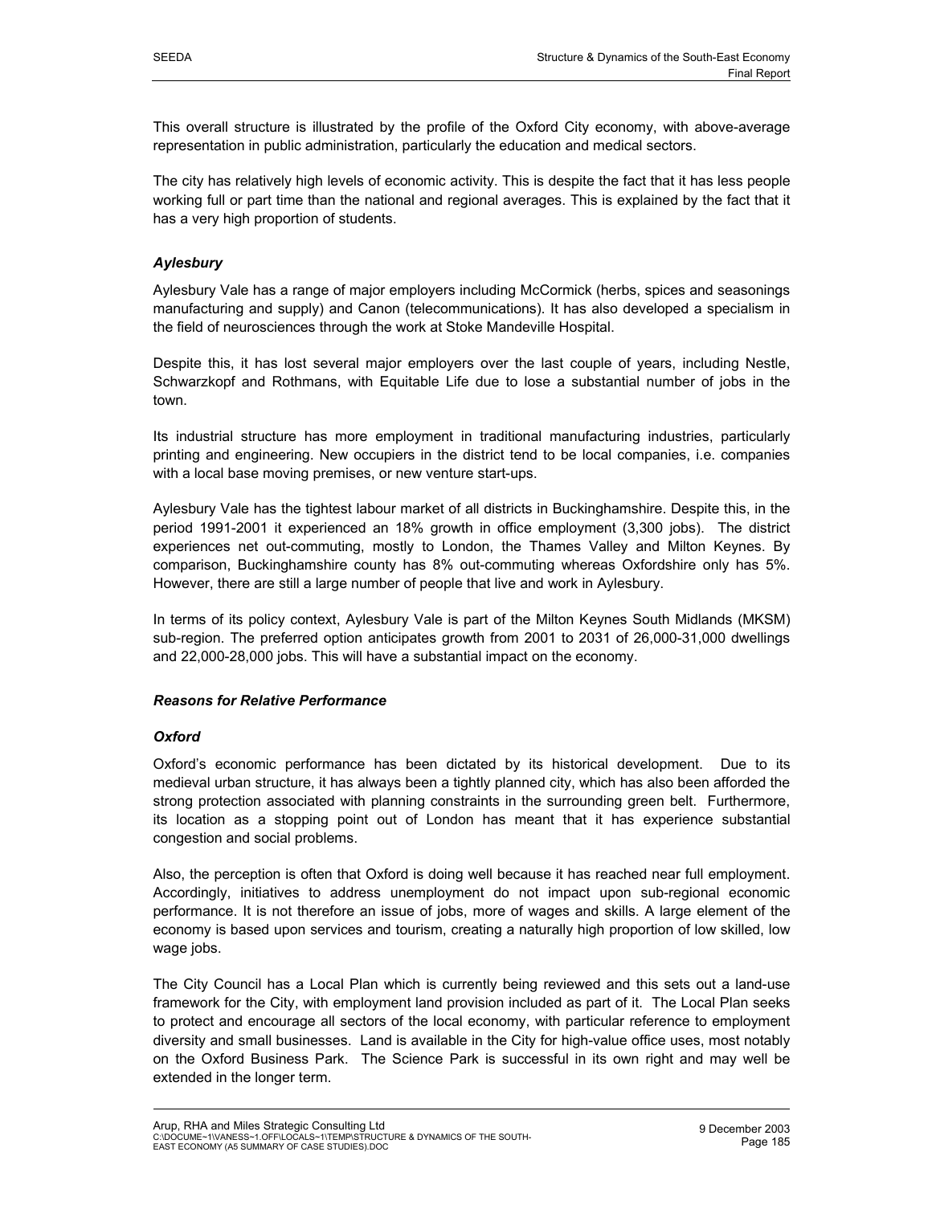This overall structure is illustrated by the profile of the Oxford City economy, with above-average representation in public administration, particularly the education and medical sectors.

The city has relatively high levels of economic activity. This is despite the fact that it has less people working full or part time than the national and regional averages. This is explained by the fact that it has a very high proportion of students.

### *Aylesbury*

Aylesbury Vale has a range of major employers including McCormick (herbs, spices and seasonings manufacturing and supply) and Canon (telecommunications). It has also developed a specialism in the field of neurosciences through the work at Stoke Mandeville Hospital.

Despite this, it has lost several major employers over the last couple of years, including Nestle, Schwarzkopf and Rothmans, with Equitable Life due to lose a substantial number of jobs in the town.

Its industrial structure has more employment in traditional manufacturing industries, particularly printing and engineering. New occupiers in the district tend to be local companies, i.e. companies with a local base moving premises, or new venture start-ups.

Aylesbury Vale has the tightest labour market of all districts in Buckinghamshire. Despite this, in the period 1991-2001 it experienced an 18% growth in office employment (3,300 jobs). The district experiences net out-commuting, mostly to London, the Thames Valley and Milton Keynes. By comparison, Buckinghamshire county has 8% out-commuting whereas Oxfordshire only has 5%. However, there are still a large number of people that live and work in Aylesbury.

In terms of its policy context, Aylesbury Vale is part of the Milton Keynes South Midlands (MKSM) sub-region. The preferred option anticipates growth from 2001 to 2031 of 26,000-31,000 dwellings and 22,000-28,000 jobs. This will have a substantial impact on the economy.

### *Reasons for Relative Performance*

### *Oxford*

Oxford's economic performance has been dictated by its historical development. Due to its medieval urban structure, it has always been a tightly planned city, which has also been afforded the strong protection associated with planning constraints in the surrounding green belt. Furthermore, its location as a stopping point out of London has meant that it has experience substantial congestion and social problems.

Also, the perception is often that Oxford is doing well because it has reached near full employment. Accordingly, initiatives to address unemployment do not impact upon sub-regional economic performance. It is not therefore an issue of jobs, more of wages and skills. A large element of the economy is based upon services and tourism, creating a naturally high proportion of low skilled, low wage jobs.

The City Council has a Local Plan which is currently being reviewed and this sets out a land-use framework for the City, with employment land provision included as part of it. The Local Plan seeks to protect and encourage all sectors of the local economy, with particular reference to employment diversity and small businesses. Land is available in the City for high-value office uses, most notably on the Oxford Business Park. The Science Park is successful in its own right and may well be extended in the longer term.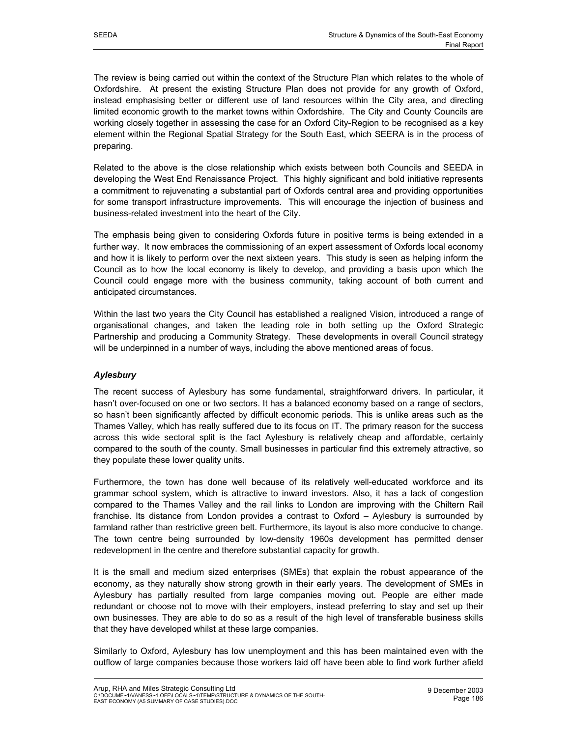The review is being carried out within the context of the Structure Plan which relates to the whole of Oxfordshire. At present the existing Structure Plan does not provide for any growth of Oxford, instead emphasising better or different use of land resources within the City area, and directing limited economic growth to the market towns within Oxfordshire. The City and County Councils are working closely together in assessing the case for an Oxford City-Region to be recognised as a key element within the Regional Spatial Strategy for the South East, which SEERA is in the process of preparing.

Related to the above is the close relationship which exists between both Councils and SEEDA in developing the West End Renaissance Project. This highly significant and bold initiative represents a commitment to rejuvenating a substantial part of Oxfords central area and providing opportunities for some transport infrastructure improvements. This will encourage the injection of business and business-related investment into the heart of the City.

The emphasis being given to considering Oxfords future in positive terms is being extended in a further way. It now embraces the commissioning of an expert assessment of Oxfords local economy and how it is likely to perform over the next sixteen years. This study is seen as helping inform the Council as to how the local economy is likely to develop, and providing a basis upon which the Council could engage more with the business community, taking account of both current and anticipated circumstances.

Within the last two years the City Council has established a realigned Vision, introduced a range of organisational changes, and taken the leading role in both setting up the Oxford Strategic Partnership and producing a Community Strategy. These developments in overall Council strategy will be underpinned in a number of ways, including the above mentioned areas of focus.

### *Aylesbury*

The recent success of Aylesbury has some fundamental, straightforward drivers. In particular, it hasn't over-focused on one or two sectors. It has a balanced economy based on a range of sectors, so hasn't been significantly affected by difficult economic periods. This is unlike areas such as the Thames Valley, which has really suffered due to its focus on IT. The primary reason for the success across this wide sectoral split is the fact Aylesbury is relatively cheap and affordable, certainly compared to the south of the county. Small businesses in particular find this extremely attractive, so they populate these lower quality units.

Furthermore, the town has done well because of its relatively well-educated workforce and its grammar school system, which is attractive to inward investors. Also, it has a lack of congestion compared to the Thames Valley and the rail links to London are improving with the Chiltern Rail franchise. Its distance from London provides a contrast to Oxford – Aylesbury is surrounded by farmland rather than restrictive green belt. Furthermore, its layout is also more conducive to change. The town centre being surrounded by low-density 1960s development has permitted denser redevelopment in the centre and therefore substantial capacity for growth.

It is the small and medium sized enterprises (SMEs) that explain the robust appearance of the economy, as they naturally show strong growth in their early years. The development of SMEs in Aylesbury has partially resulted from large companies moving out. People are either made redundant or choose not to move with their employers, instead preferring to stay and set up their own businesses. They are able to do so as a result of the high level of transferable business skills that they have developed whilst at these large companies.

Similarly to Oxford, Aylesbury has low unemployment and this has been maintained even with the outflow of large companies because those workers laid off have been able to find work further afield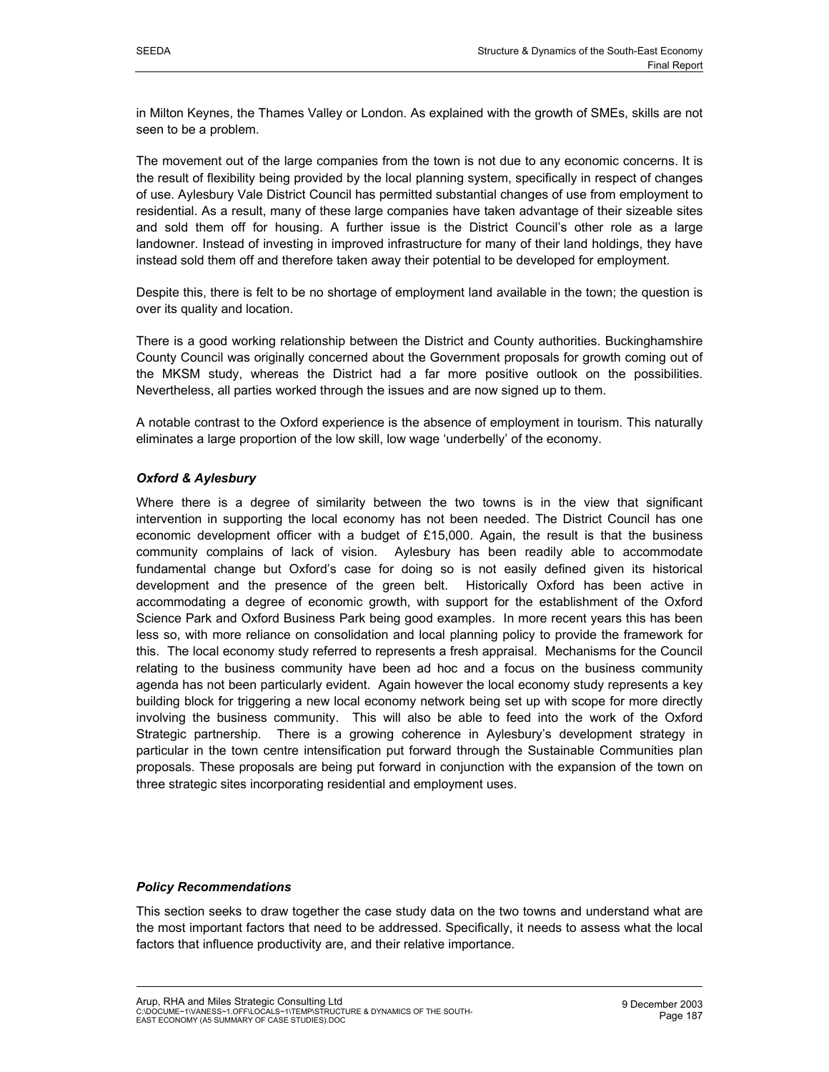in Milton Keynes, the Thames Valley or London. As explained with the growth of SMEs, skills are not seen to be a problem.

The movement out of the large companies from the town is not due to any economic concerns. It is the result of flexibility being provided by the local planning system, specifically in respect of changes of use. Aylesbury Vale District Council has permitted substantial changes of use from employment to residential. As a result, many of these large companies have taken advantage of their sizeable sites and sold them off for housing. A further issue is the District Council's other role as a large landowner. Instead of investing in improved infrastructure for many of their land holdings, they have instead sold them off and therefore taken away their potential to be developed for employment.

Despite this, there is felt to be no shortage of employment land available in the town; the question is over its quality and location.

There is a good working relationship between the District and County authorities. Buckinghamshire County Council was originally concerned about the Government proposals for growth coming out of the MKSM study, whereas the District had a far more positive outlook on the possibilities. Nevertheless, all parties worked through the issues and are now signed up to them.

A notable contrast to the Oxford experience is the absence of employment in tourism. This naturally eliminates a large proportion of the low skill, low wage 'underbelly' of the economy.

***Oxford & Aylesbury***

Where there is a degree of similarity between the two towns is in the view that significant intervention in supporting the local economy has not been needed. The District Council has one economic development officer with a budget of £15,000. Again, the result is that the business community complains of lack of vision. Aylesbury has been readily able to accommodate fundamental change but Oxford's case for doing so is not easily defined given its historical development and the presence of the green belt. Historically Oxford has been active in accommodating a degree of economic growth, with support for the establishment of the Oxford Science Park and Oxford Business Park being good examples. In more recent years this has been less so, with more reliance on consolidation and local planning policy to provide the framework for this. The local economy study referred to represents a fresh appraisal. Mechanisms for the Council relating to the business community have been ad hoc and a focus on the business community agenda has not been particularly evident. Again however the local economy study represents a key building block for triggering a new local economy network being set up with scope for more directly involving the business community. This will also be able to feed into the work of the Oxford Strategic partnership. There is a growing coherence in Aylesbury's development strategy in particular in the town centre intensification put forward through the Sustainable Communities plan proposals. These proposals are being put forward in conjunction with the expansion of the town on three strategic sites incorporating residential and employment uses.

***Policy Recommendations***

This section seeks to draw together the case study data on the two towns and understand what are the most important factors that need to be addressed. Specifically, it needs to assess what the local factors that influence productivity are, and their relative importance.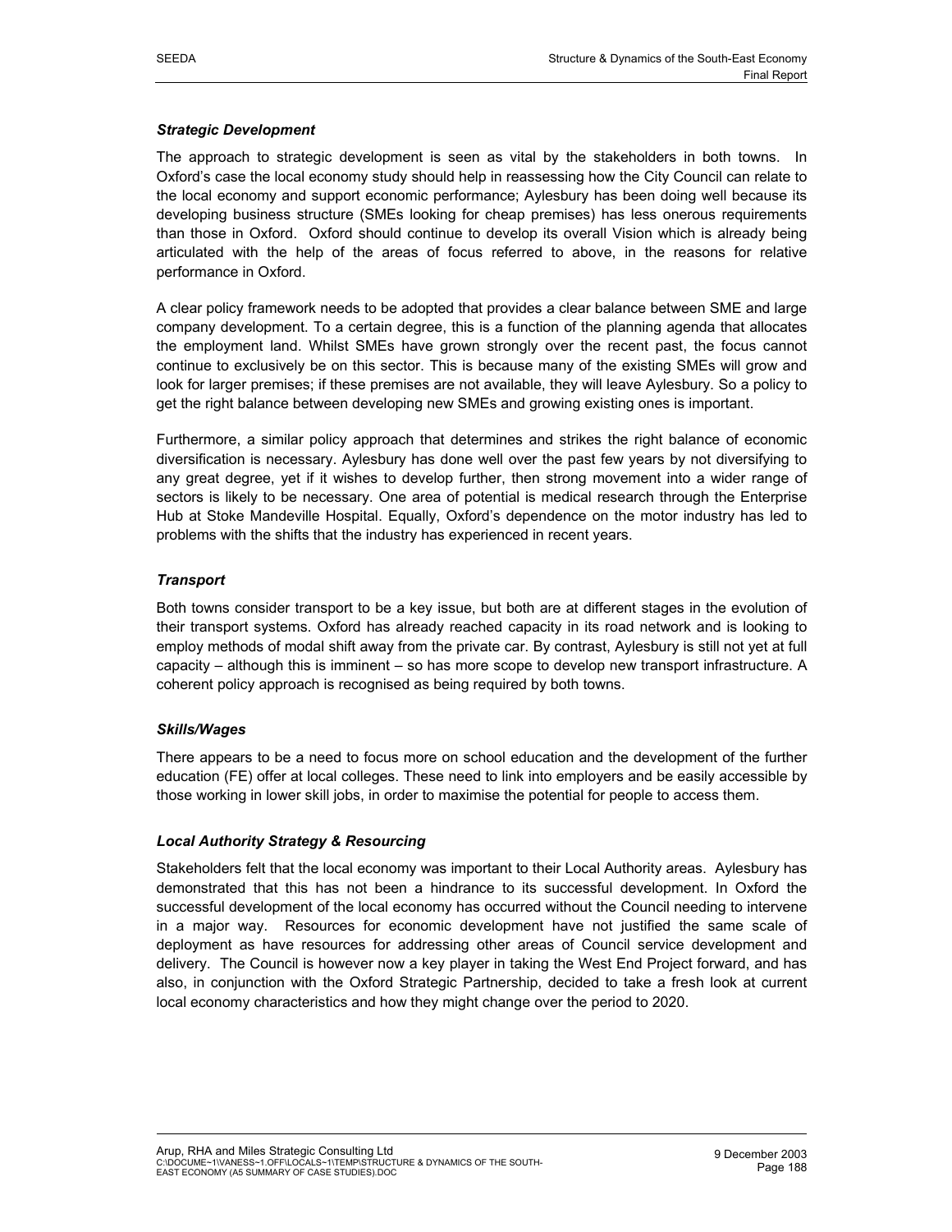#### *Strategic Development*

The approach to strategic development is seen as vital by the stakeholders in both towns. In Oxford's case the local economy study should help in reassessing how the City Council can relate to the local economy and support economic performance; Aylesbury has been doing well because its developing business structure (SMEs looking for cheap premises) has less onerous requirements than those in Oxford. Oxford should continue to develop its overall Vision which is already being articulated with the help of the areas of focus referred to above, in the reasons for relative performance in Oxford.

A clear policy framework needs to be adopted that provides a clear balance between SME and large company development. To a certain degree, this is a function of the planning agenda that allocates the employment land. Whilst SMEs have grown strongly over the recent past, the focus cannot continue to exclusively be on this sector. This is because many of the existing SMEs will grow and look for larger premises; if these premises are not available, they will leave Aylesbury. So a policy to get the right balance between developing new SMEs and growing existing ones is important.

Furthermore, a similar policy approach that determines and strikes the right balance of economic diversification is necessary. Aylesbury has done well over the past few years by not diversifying to any great degree, yet if it wishes to develop further, then strong movement into a wider range of sectors is likely to be necessary. One area of potential is medical research through the Enterprise Hub at Stoke Mandeville Hospital. Equally, Oxford's dependence on the motor industry has led to problems with the shifts that the industry has experienced in recent years.

#### *Transport*

Both towns consider transport to be a key issue, but both are at different stages in the evolution of their transport systems. Oxford has already reached capacity in its road network and is looking to employ methods of modal shift away from the private car. By contrast, Aylesbury is still not yet at full capacity – although this is imminent – so has more scope to develop new transport infrastructure. A coherent policy approach is recognised as being required by both towns.

#### *Skills/Wages*

There appears to be a need to focus more on school education and the development of the further education (FE) offer at local colleges. These need to link into employers and be easily accessible by those working in lower skill jobs, in order to maximise the potential for people to access them.

#### *Local Authority Strategy & Resourcing*

Stakeholders felt that the local economy was important to their Local Authority areas. Aylesbury has demonstrated that this has not been a hindrance to its successful development. In Oxford the successful development of the local economy has occurred without the Council needing to intervene in a major way. Resources for economic development have not justified the same scale of deployment as have resources for addressing other areas of Council service development and delivery. The Council is however now a key player in taking the West End Project forward, and has also, in conjunction with the Oxford Strategic Partnership, decided to take a fresh look at current local economy characteristics and how they might change over the period to 2020.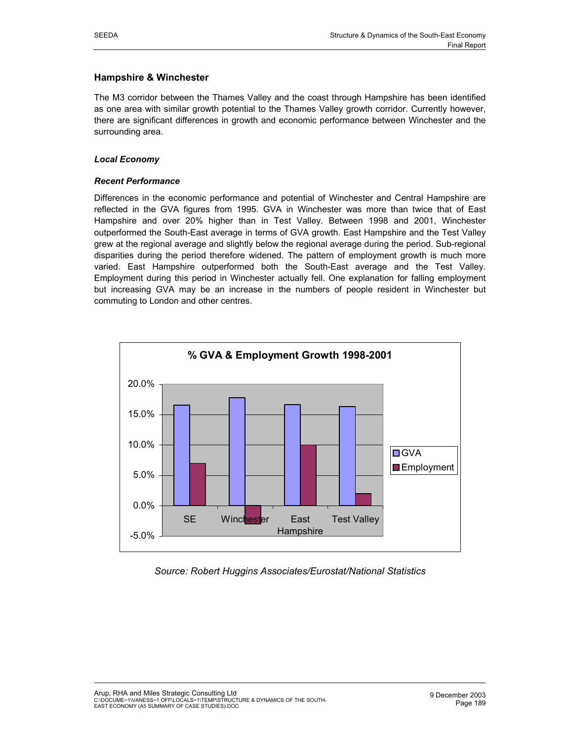## Hampshire & Winchester

The M3 corridor between the Thames Valley and the coast through Hampshire has been identified as one area with similar growth potential to the Thames Valley growth corridor. Currently however, there are significant differences in growth and economic performance between Winchester and the surrounding area.

### *Local Economy*

#### *Recent Performance*

Differences in the economic performance and potential of Winchester and Central Hampshire are reflected in the GVA figures from 1995. GVA in Winchester was more than twice that of East Hampshire and over 20% higher than in Test Valley. Between 1998 and 2001, Winchester outperformed the South-East average in terms of GVA growth. East Hampshire and the Test Valley grew at the regional average and slightly below the regional average during the period. Sub-regional disparities during the period therefore widened. The pattern of employment growth is much more varied. East Hampshire outperformed both the South-East average and the Test Valley. Employment during this period in Winchester actually fell. One explanation for falling employment but increasing GVA may be an increase in the numbers of people resident in Winchester but commuting to London and other centres.

**% GVA & Employment Growth 1998-2001**

| | SE | Winchester | East Hampshire | Test Valley |
|---|---|---|---|---|
| GVA | 16.5% | 17.7% | 16.6% | 16.3% |
| Employment | 7.0% | -3.0% | 10.0% | 2.0% |

*Source: Robert Huggins Associates/Eurostat/National Statistics*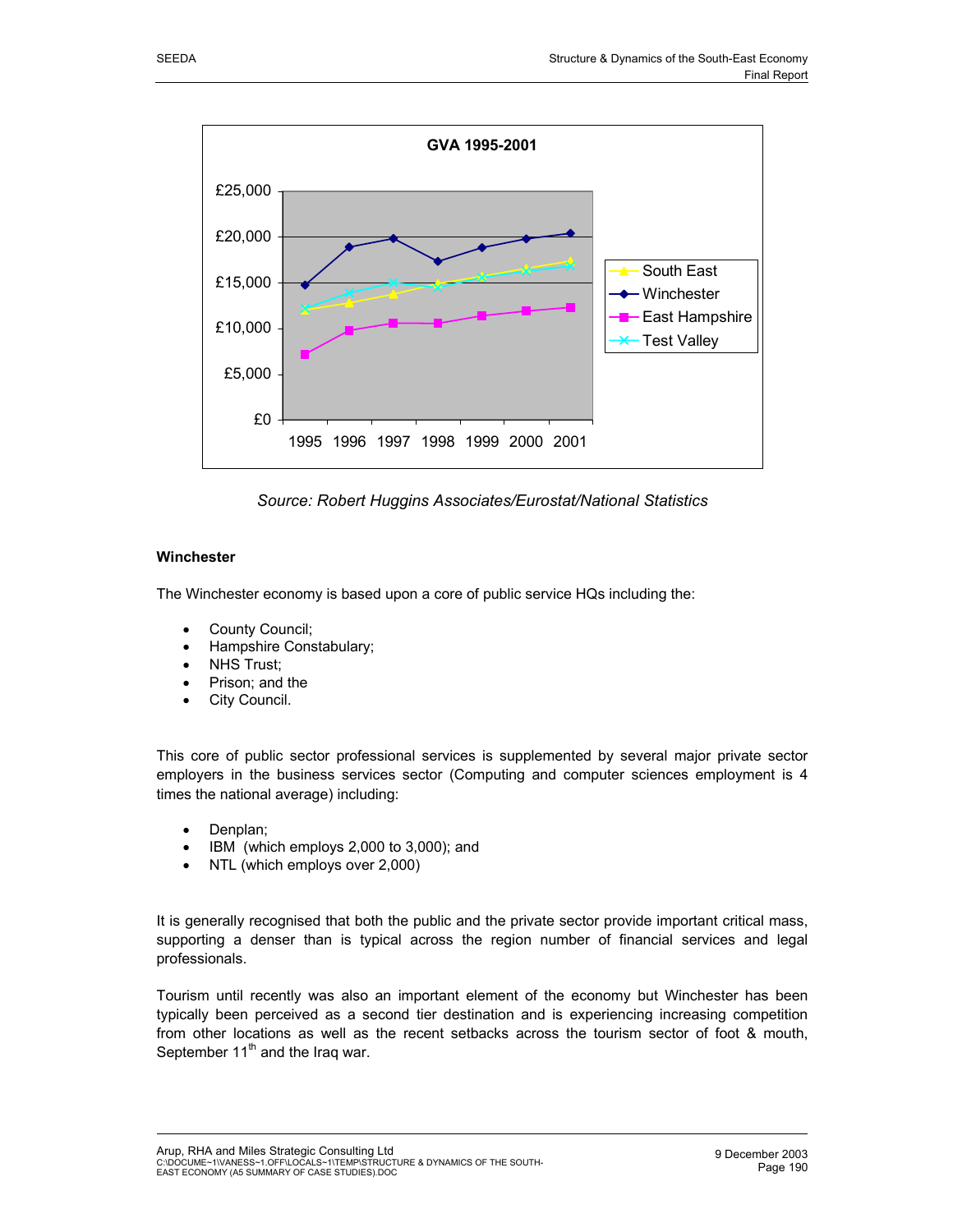GVA 1995-2001

Source: Robert Huggins Associates/Eurostat/National Statistics

**Winchester**

The Winchester economy is based upon a core of public service HQs including the:

- County Council;
- Hampshire Constabulary;
- NHS Trust;
- Prison; and the
- City Council.

This core of public sector professional services is supplemented by several major private sector employers in the business services sector (Computing and computer sciences employment is 4 times the national average) including:

- Denplan;
- IBM (which employs 2,000 to 3,000); and
- NTL (which employs over 2,000)

It is generally recognised that both the public and the private sector provide important critical mass, supporting a denser than is typical across the region number of financial services and legal professionals.

Tourism until recently was also an important element of the economy but Winchester has been typically been perceived as a second tier destination and is experiencing increasing competition from other locations as well as the recent setbacks across the tourism sector of foot & mouth, September 11th and the Iraq war.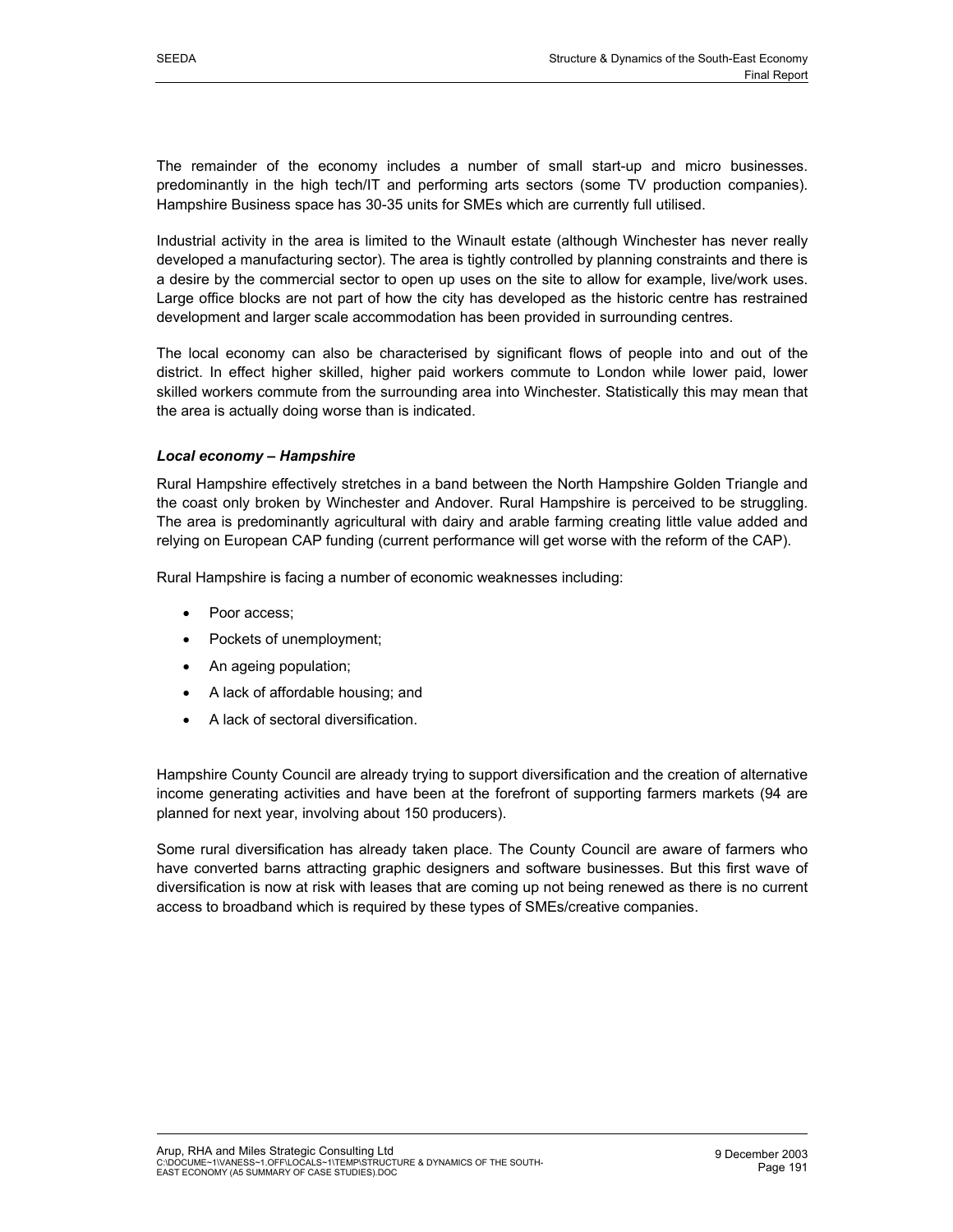The remainder of the economy includes a number of small start-up and micro businesses. predominantly in the high tech/IT and performing arts sectors (some TV production companies). Hampshire Business space has 30-35 units for SMEs which are currently full utilised.

Industrial activity in the area is limited to the Winault estate (although Winchester has never really developed a manufacturing sector). The area is tightly controlled by planning constraints and there is a desire by the commercial sector to open up uses on the site to allow for example, live/work uses. Large office blocks are not part of how the city has developed as the historic centre has restrained development and larger scale accommodation has been provided in surrounding centres.

The local economy can also be characterised by significant flows of people into and out of the district. In effect higher skilled, higher paid workers commute to London while lower paid, lower skilled workers commute from the surrounding area into Winchester. Statistically this may mean that the area is actually doing worse than is indicated.

***Local economy – Hampshire***

Rural Hampshire effectively stretches in a band between the North Hampshire Golden Triangle and the coast only broken by Winchester and Andover. Rural Hampshire is perceived to be struggling. The area is predominantly agricultural with dairy and arable farming creating little value added and relying on European CAP funding (current performance will get worse with the reform of the CAP).

Rural Hampshire is facing a number of economic weaknesses including:

- Poor access;
- Pockets of unemployment;
- An ageing population;
- A lack of affordable housing; and
- A lack of sectoral diversification.

Hampshire County Council are already trying to support diversification and the creation of alternative income generating activities and have been at the forefront of supporting farmers markets (94 are planned for next year, involving about 150 producers).

Some rural diversification has already taken place. The County Council are aware of farmers who have converted barns attracting graphic designers and software businesses. But this first wave of diversification is now at risk with leases that are coming up not being renewed as there is no current access to broadband which is required by these types of SMEs/creative companies.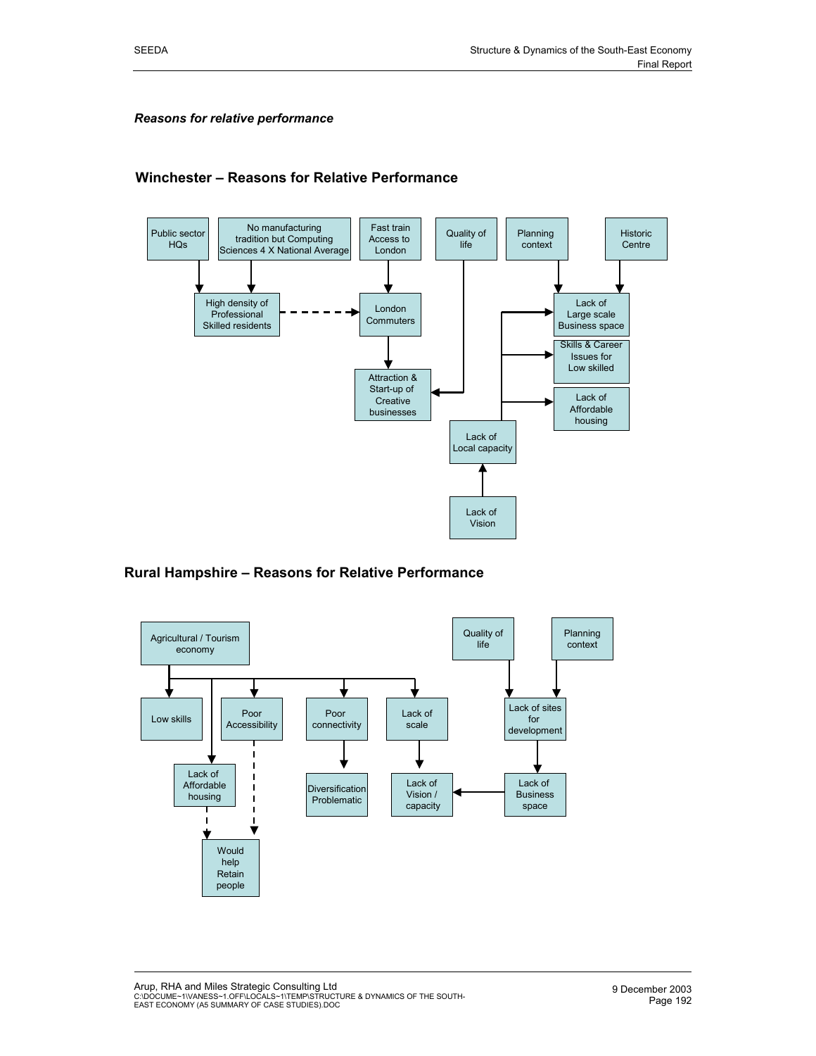*Reasons for relative performance*

**Winchester – Reasons for Relative Performance**

Public sector HQs

No manufacturing tradition but Computing Sciences 4 X National Average

Fast train Access to London

Quality of life

Planning context

Historic Centre

High density of Professional Skilled residents

London Commuters

Lack of Large scale Business space

Skills & Career Issues for Low skilled

Attraction & Start-up of Creative businesses

Lack of Affordable housing

Lack of Local capacity

Lack of Vision

**Rural Hampshire – Reasons for Relative Performance**

Agricultural / Tourism economy

Quality of life

Planning context

Low skills

Poor Accessibility

Poor connectivity

Lack of scale

Lack of sites for development

Lack of Affordable housing

Diversification Problematic

Lack of Vision / capacity

Lack of Business space

Would help Retain people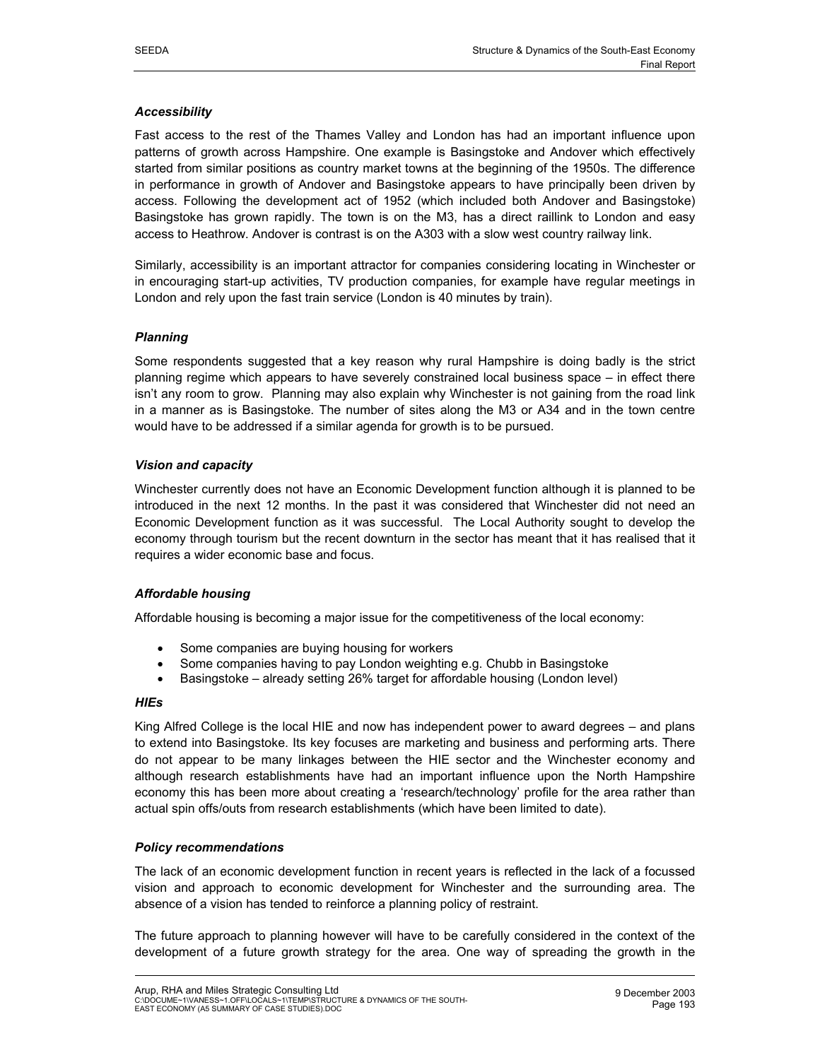### *Accessibility*

Fast access to the rest of the Thames Valley and London has had an important influence upon patterns of growth across Hampshire. One example is Basingstoke and Andover which effectively started from similar positions as country market towns at the beginning of the 1950s. The difference in performance in growth of Andover and Basingstoke appears to have principally been driven by access. Following the development act of 1952 (which included both Andover and Basingstoke) Basingstoke has grown rapidly. The town is on the M3, has a direct raillink to London and easy access to Heathrow. Andover is contrast is on the A303 with a slow west country railway link.

Similarly, accessibility is an important attractor for companies considering locating in Winchester or in encouraging start-up activities, TV production companies, for example have regular meetings in London and rely upon the fast train service (London is 40 minutes by train).

### *Planning*

Some respondents suggested that a key reason why rural Hampshire is doing badly is the strict planning regime which appears to have severely constrained local business space – in effect there isn't any room to grow. Planning may also explain why Winchester is not gaining from the road link in a manner as is Basingstoke. The number of sites along the M3 or A34 and in the town centre would have to be addressed if a similar agenda for growth is to be pursued.

### *Vision and capacity*

Winchester currently does not have an Economic Development function although it is planned to be introduced in the next 12 months. In the past it was considered that Winchester did not need an Economic Development function as it was successful. The Local Authority sought to develop the economy through tourism but the recent downturn in the sector has meant that it has realised that it requires a wider economic base and focus.

### *Affordable housing*

Affordable housing is becoming a major issue for the competitiveness of the local economy:

- Some companies are buying housing for workers
- Some companies having to pay London weighting e.g. Chubb in Basingstoke
- Basingstoke – already setting 26% target for affordable housing (London level)

### *HIEs*

King Alfred College is the local HIE and now has independent power to award degrees – and plans to extend into Basingstoke. Its key focuses are marketing and business and performing arts. There do not appear to be many linkages between the HIE sector and the Winchester economy and although research establishments have had an important influence upon the North Hampshire economy this has been more about creating a 'research/technology' profile for the area rather than actual spin offs/outs from research establishments (which have been limited to date).

### *Policy recommendations*

The lack of an economic development function in recent years is reflected in the lack of a focussed vision and approach to economic development for Winchester and the surrounding area. The absence of a vision has tended to reinforce a planning policy of restraint.

The future approach to planning however will have to be carefully considered in the context of the development of a future growth strategy for the area. One way of spreading the growth in the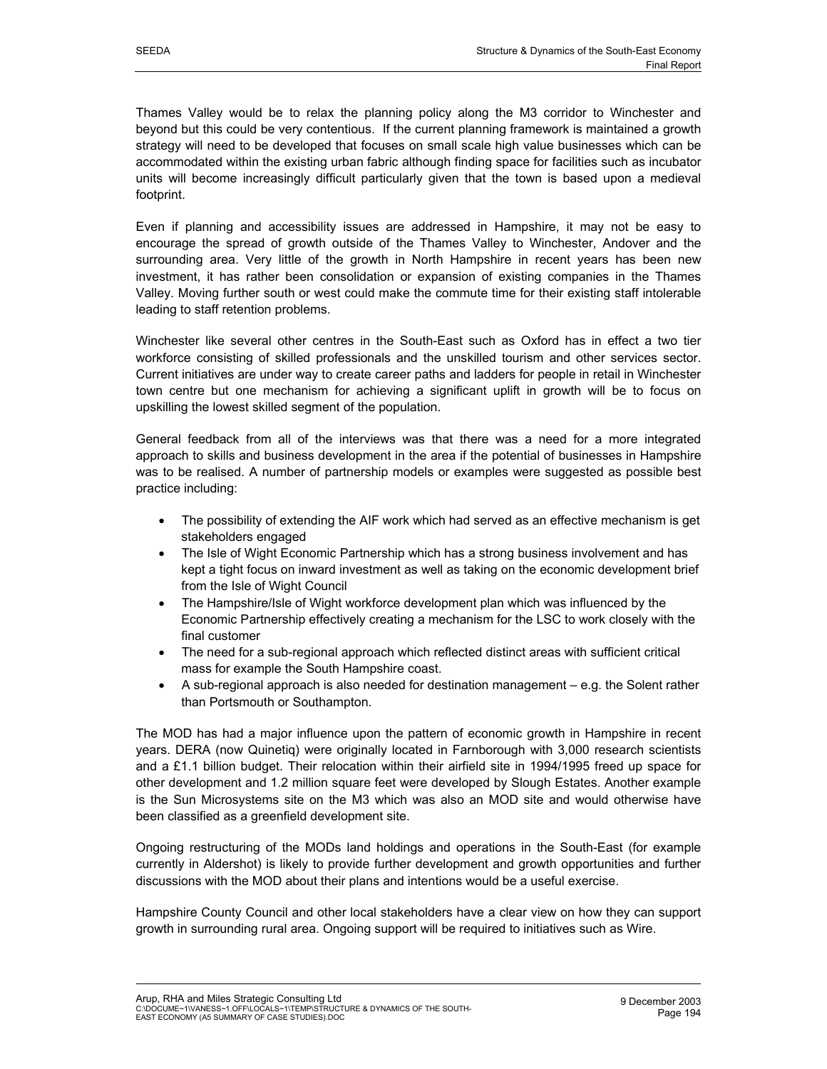Thames Valley would be to relax the planning policy along the M3 corridor to Winchester and beyond but this could be very contentious. If the current planning framework is maintained a growth strategy will need to be developed that focuses on small scale high value businesses which can be accommodated within the existing urban fabric although finding space for facilities such as incubator units will become increasingly difficult particularly given that the town is based upon a medieval footprint.

Even if planning and accessibility issues are addressed in Hampshire, it may not be easy to encourage the spread of growth outside of the Thames Valley to Winchester, Andover and the surrounding area. Very little of the growth in North Hampshire in recent years has been new investment, it has rather been consolidation or expansion of existing companies in the Thames Valley. Moving further south or west could make the commute time for their existing staff intolerable leading to staff retention problems.

Winchester like several other centres in the South-East such as Oxford has in effect a two tier workforce consisting of skilled professionals and the unskilled tourism and other services sector. Current initiatives are under way to create career paths and ladders for people in retail in Winchester town centre but one mechanism for achieving a significant uplift in growth will be to focus on upskilling the lowest skilled segment of the population.

General feedback from all of the interviews was that there was a need for a more integrated approach to skills and business development in the area if the potential of businesses in Hampshire was to be realised. A number of partnership models or examples were suggested as possible best practice including:

- The possibility of extending the AIF work which had served as an effective mechanism is get stakeholders engaged
- The Isle of Wight Economic Partnership which has a strong business involvement and has kept a tight focus on inward investment as well as taking on the economic development brief from the Isle of Wight Council
- The Hampshire/Isle of Wight workforce development plan which was influenced by the Economic Partnership effectively creating a mechanism for the LSC to work closely with the final customer
- The need for a sub-regional approach which reflected distinct areas with sufficient critical mass for example the South Hampshire coast.
- A sub-regional approach is also needed for destination management – e.g. the Solent rather than Portsmouth or Southampton.

The MOD has had a major influence upon the pattern of economic growth in Hampshire in recent years. DERA (now Quinetiq) were originally located in Farnborough with 3,000 research scientists and a £1.1 billion budget. Their relocation within their airfield site in 1994/1995 freed up space for other development and 1.2 million square feet were developed by Slough Estates. Another example is the Sun Microsystems site on the M3 which was also an MOD site and would otherwise have been classified as a greenfield development site.

Ongoing restructuring of the MODs land holdings and operations in the South-East (for example currently in Aldershot) is likely to provide further development and growth opportunities and further discussions with the MOD about their plans and intentions would be a useful exercise.

Hampshire County Council and other local stakeholders have a clear view on how they can support growth in surrounding rural area. Ongoing support will be required to initiatives such as Wire.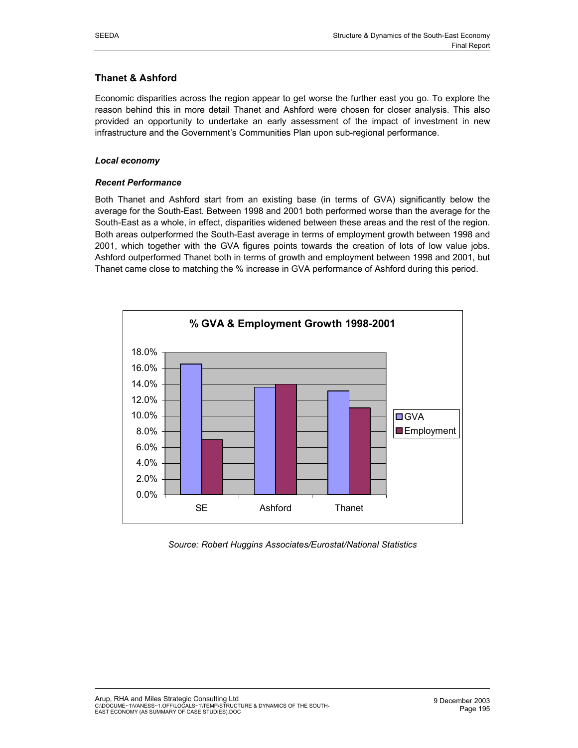## Thanet & Ashford

Economic disparities across the region appear to get worse the further east you go. To explore the reason behind this in more detail Thanet and Ashford were chosen for closer analysis. This also provided an opportunity to undertake an early assessment of the impact of investment in new infrastructure and the Government's Communities Plan upon sub-regional performance.

### *Local economy*

### *Recent Performance*

Both Thanet and Ashford start from an existing base (in terms of GVA) significantly below the average for the South-East. Between 1998 and 2001 both performed worse than the average for the South-East as a whole, in effect, disparities widened between these areas and the rest of the region. Both areas outperformed the South-East average in terms of employment growth between 1998 and 2001, which together with the GVA figures points towards the creation of lots of low value jobs. Ashford outperformed Thanet both in terms of growth and employment between 1998 and 2001, but Thanet came close to matching the % increase in GVA performance of Ashford during this period.

**% GVA & Employment Growth 1998-2001**

| | GVA | Employment |
|---|---|---|
| SE | 16.5% | 7.0% |
| Ashford | 13.6% | 14.0% |
| Thanet | 13.1% | 11.0% |

*Source: Robert Huggins Associates/Eurostat/National Statistics*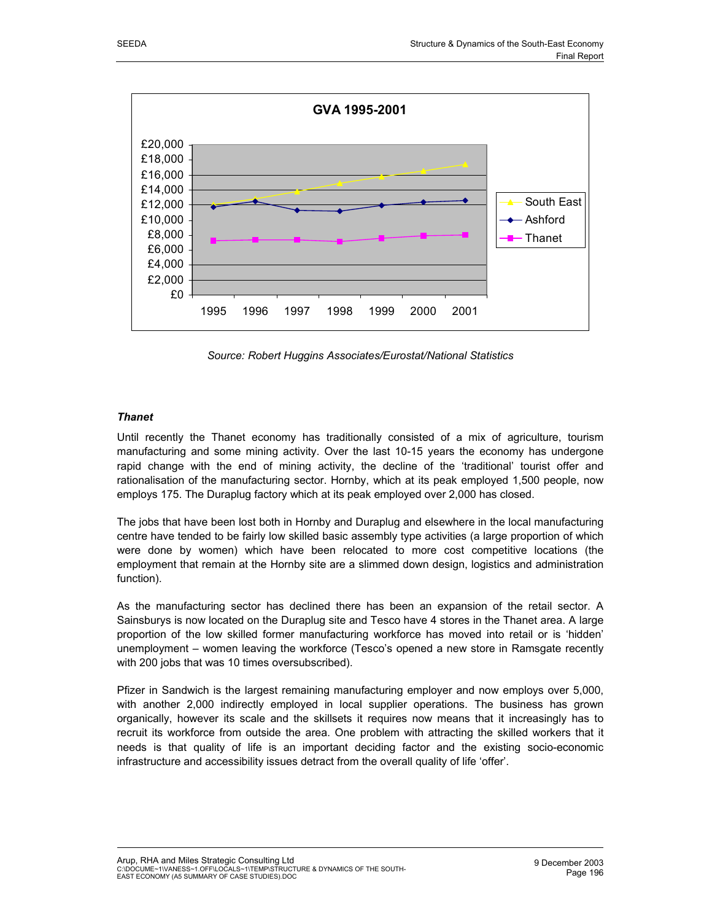GVA 1995-2001

Source: Robert Huggins Associates/Eurostat/National Statistics

### *Thanet*

Until recently the Thanet economy has traditionally consisted of a mix of agriculture, tourism manufacturing and some mining activity. Over the last 10-15 years the economy has undergone rapid change with the end of mining activity, the decline of the 'traditional' tourist offer and rationalisation of the manufacturing sector. Hornby, which at its peak employed 1,500 people, now employs 175. The Duraplug factory which at its peak employed over 2,000 has closed.

The jobs that have been lost both in Hornby and Duraplug and elsewhere in the local manufacturing centre have tended to be fairly low skilled basic assembly type activities (a large proportion of which were done by women) which have been relocated to more cost competitive locations (the employment that remain at the Hornby site are a slimmed down design, logistics and administration function).

As the manufacturing sector has declined there has been an expansion of the retail sector. A Sainsburys is now located on the Duraplug site and Tesco have 4 stores in the Thanet area. A large proportion of the low skilled former manufacturing workforce has moved into retail or is 'hidden' unemployment – women leaving the workforce (Tesco's opened a new store in Ramsgate recently with 200 jobs that was 10 times oversubscribed).

Pfizer in Sandwich is the largest remaining manufacturing employer and now employs over 5,000, with another 2,000 indirectly employed in local supplier operations. The business has grown organically, however its scale and the skillsets it requires now means that it increasingly has to recruit its workforce from outside the area. One problem with attracting the skilled workers that it needs is that quality of life is an important deciding factor and the existing socio-economic infrastructure and accessibility issues detract from the overall quality of life 'offer'.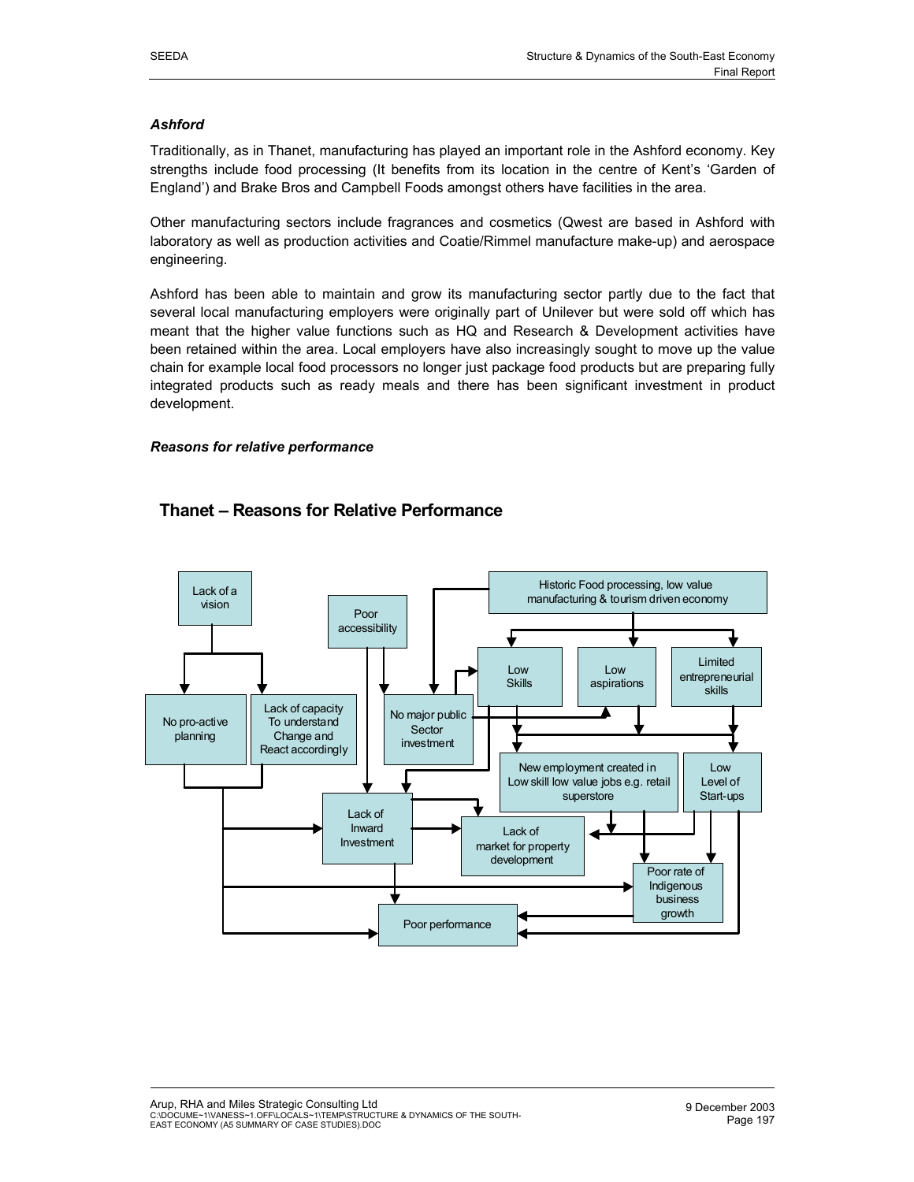### *Ashford*

Traditionally, as in Thanet, manufacturing has played an important role in the Ashford economy. Key strengths include food processing (It benefits from its location in the centre of Kent's 'Garden of England') and Brake Bros and Campbell Foods amongst others have facilities in the area.

Other manufacturing sectors include fragrances and cosmetics (Qwest are based in Ashford with laboratory as well as production activities and Coatie/Rimmel manufacture make-up) and aerospace engineering.

Ashford has been able to maintain and grow its manufacturing sector partly due to the fact that several local manufacturing employers were originally part of Unilever but were sold off which has meant that the higher value functions such as HQ and Research & Development activities have been retained within the area. Local employers have also increasingly sought to move up the value chain for example local food processors no longer just package food products but are preparing fully integrated products such as ready meals and there has been significant investment in product development.

#### *Reasons for relative performance*

## Thanet – Reasons for Relative Performance

- Lack of a vision
- No pro-active planning
- Lack of capacity To understand Change and React accordingly
- Poor accessibility
- No major public Sector investment
- Historic Food processing, low value manufacturing & tourism driven economy
- Low Skills
- Low aspirations
- Limited entrepreneurial skills
- New employment created in Low skill low value jobs e.g. retail superstore
- Low Level of Start-ups
- Lack of Inward Investment
- Lack of market for property development
- Poor rate of Indigenous business growth
- Poor performance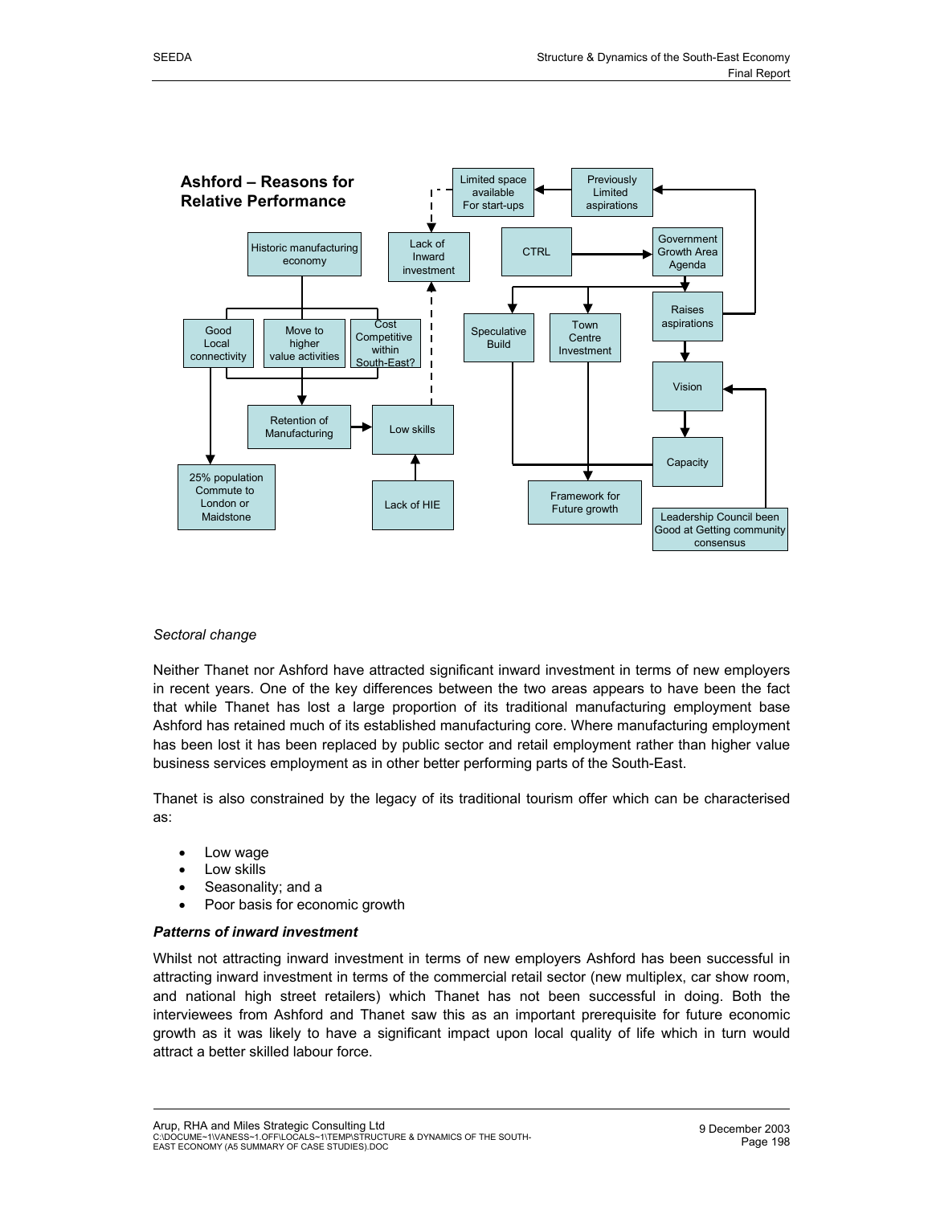**Ashford – Reasons for Relative Performance**

Limited space available For start-ups

Previously Limited aspirations

Historic manufacturing economy

Lack of Inward investment

CTRL

Government Growth Area Agenda

Good Local connectivity

Move to higher value activities

Cost Competitive within South-East?

Speculative Build

Town Centre Investment

Raises aspirations

Vision

Retention of Manufacturing

Low skills

Capacity

25% population Commute to London or Maidstone

Lack of HIE

Framework for Future growth

Leadership Council been Good at Getting community consensus

*Sectoral change*

Neither Thanet nor Ashford have attracted significant inward investment in terms of new employers in recent years. One of the key differences between the two areas appears to have been the fact that while Thanet has lost a large proportion of its traditional manufacturing employment base Ashford has retained much of its established manufacturing core. Where manufacturing employment has been lost it has been replaced by public sector and retail employment rather than higher value business services employment as in other better performing parts of the South-East.

Thanet is also constrained by the legacy of its traditional tourism offer which can be characterised as:

- Low wage
- Low skills
- Seasonality; and a
- Poor basis for economic growth

***Patterns of inward investment***

Whilst not attracting inward investment in terms of new employers Ashford has been successful in attracting inward investment in terms of the commercial retail sector (new multiplex, car show room, and national high street retailers) which Thanet has not been successful in doing. Both the interviewees from Ashford and Thanet saw this as an important prerequisite for future economic growth as it was likely to have a significant impact upon local quality of life which in turn would attract a better skilled labour force.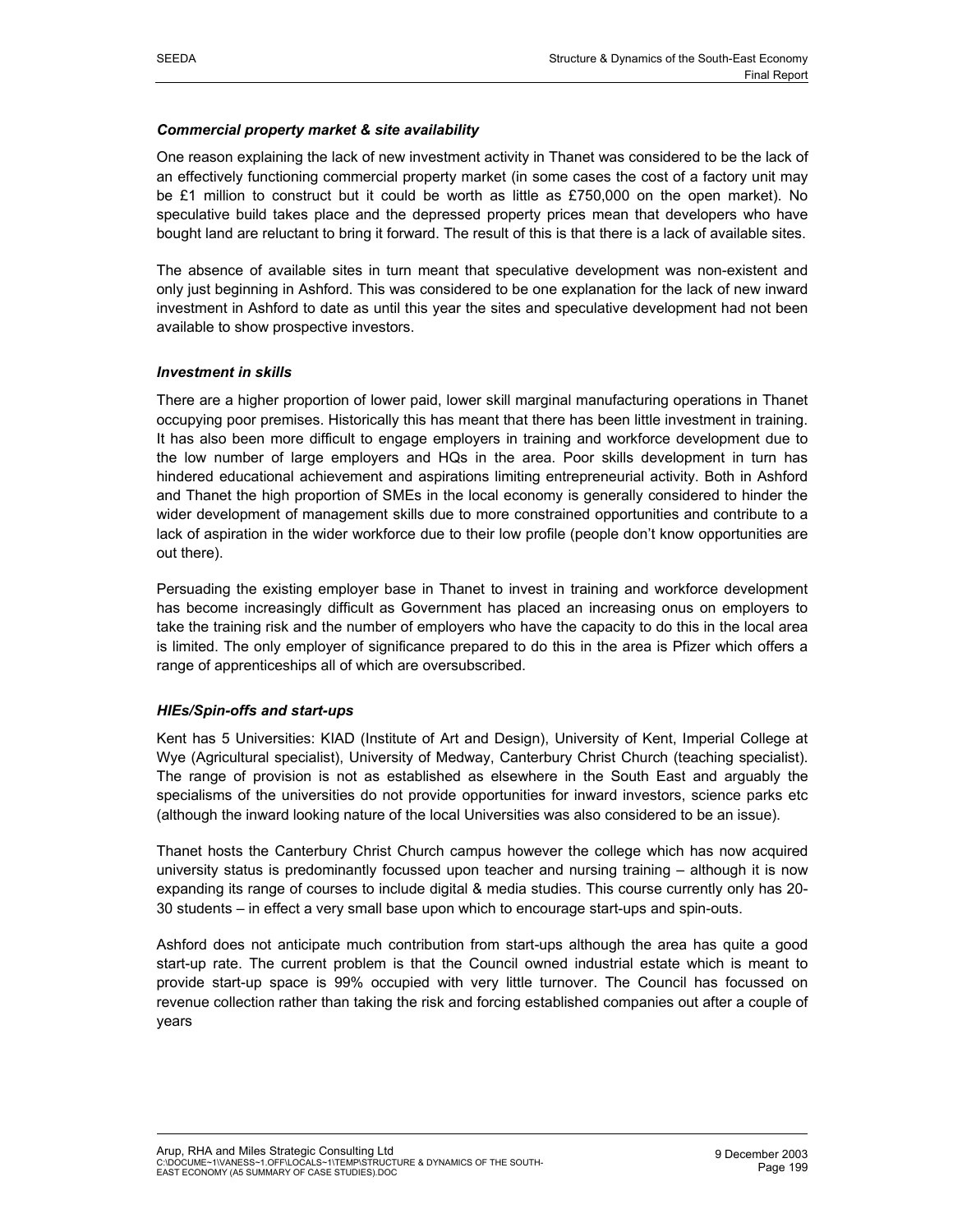### *Commercial property market & site availability*

One reason explaining the lack of new investment activity in Thanet was considered to be the lack of an effectively functioning commercial property market (in some cases the cost of a factory unit may be £1 million to construct but it could be worth as little as £750,000 on the open market). No speculative build takes place and the depressed property prices mean that developers who have bought land are reluctant to bring it forward. The result of this is that there is a lack of available sites.

The absence of available sites in turn meant that speculative development was non-existent and only just beginning in Ashford. This was considered to be one explanation for the lack of new inward investment in Ashford to date as until this year the sites and speculative development had not been available to show prospective investors.

### *Investment in skills*

There are a higher proportion of lower paid, lower skill marginal manufacturing operations in Thanet occupying poor premises. Historically this has meant that there has been little investment in training. It has also been more difficult to engage employers in training and workforce development due to the low number of large employers and HQs in the area. Poor skills development in turn has hindered educational achievement and aspirations limiting entrepreneurial activity. Both in Ashford and Thanet the high proportion of SMEs in the local economy is generally considered to hinder the wider development of management skills due to more constrained opportunities and contribute to a lack of aspiration in the wider workforce due to their low profile (people don't know opportunities are out there).

Persuading the existing employer base in Thanet to invest in training and workforce development has become increasingly difficult as Government has placed an increasing onus on employers to take the training risk and the number of employers who have the capacity to do this in the local area is limited. The only employer of significance prepared to do this in the area is Pfizer which offers a range of apprenticeships all of which are oversubscribed.

### *HIEs/Spin-offs and start-ups*

Kent has 5 Universities: KIAD (Institute of Art and Design), University of Kent, Imperial College at Wye (Agricultural specialist), University of Medway, Canterbury Christ Church (teaching specialist). The range of provision is not as established as elsewhere in the South East and arguably the specialisms of the universities do not provide opportunities for inward investors, science parks etc (although the inward looking nature of the local Universities was also considered to be an issue).

Thanet hosts the Canterbury Christ Church campus however the college which has now acquired university status is predominantly focussed upon teacher and nursing training – although it is now expanding its range of courses to include digital & media studies. This course currently only has 20-30 students – in effect a very small base upon which to encourage start-ups and spin-outs.

Ashford does not anticipate much contribution from start-ups although the area has quite a good start-up rate. The current problem is that the Council owned industrial estate which is meant to provide start-up space is 99% occupied with very little turnover. The Council has focussed on revenue collection rather than taking the risk and forcing established companies out after a couple of years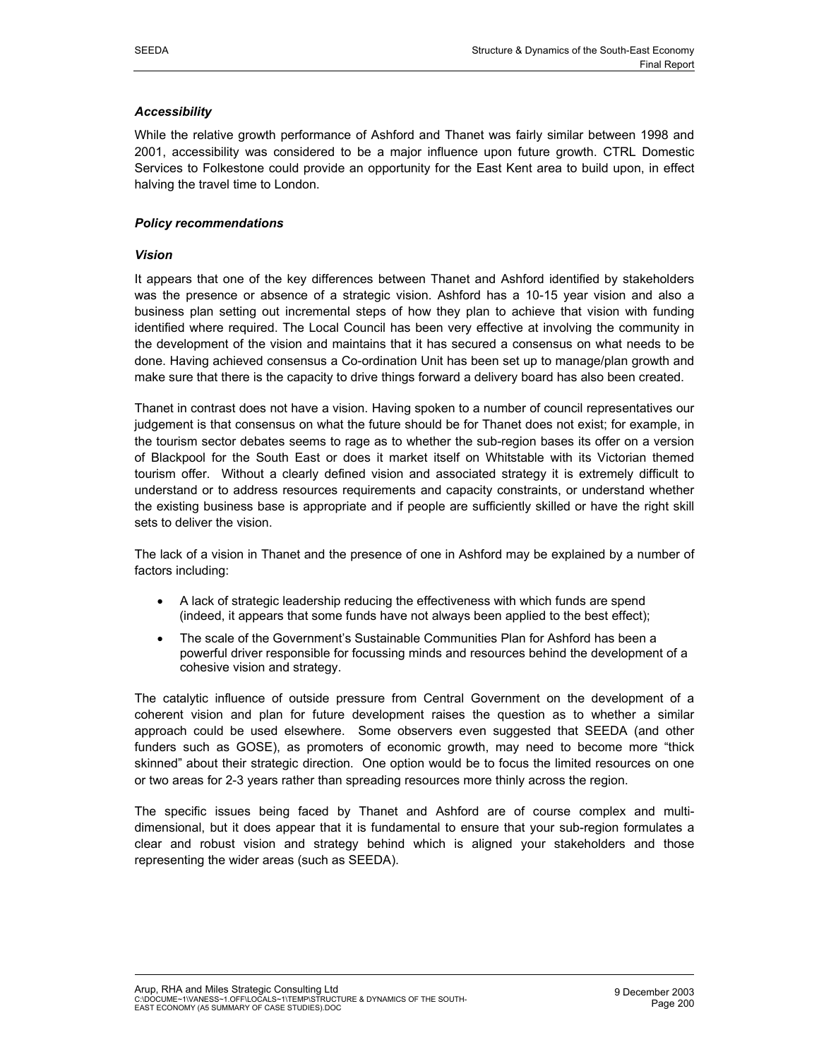### *Accessibility*

While the relative growth performance of Ashford and Thanet was fairly similar between 1998 and 2001, accessibility was considered to be a major influence upon future growth. CTRL Domestic Services to Folkestone could provide an opportunity for the East Kent area to build upon, in effect halving the travel time to London.

### *Policy recommendations*

### *Vision*

It appears that one of the key differences between Thanet and Ashford identified by stakeholders was the presence or absence of a strategic vision. Ashford has a 10-15 year vision and also a business plan setting out incremental steps of how they plan to achieve that vision with funding identified where required. The Local Council has been very effective at involving the community in the development of the vision and maintains that it has secured a consensus on what needs to be done. Having achieved consensus a Co-ordination Unit has been set up to manage/plan growth and make sure that there is the capacity to drive things forward a delivery board has also been created.

Thanet in contrast does not have a vision. Having spoken to a number of council representatives our judgement is that consensus on what the future should be for Thanet does not exist; for example, in the tourism sector debates seems to rage as to whether the sub-region bases its offer on a version of Blackpool for the South East or does it market itself on Whitstable with its Victorian themed tourism offer. Without a clearly defined vision and associated strategy it is extremely difficult to understand or to address resources requirements and capacity constraints, or understand whether the existing business base is appropriate and if people are sufficiently skilled or have the right skill sets to deliver the vision.

The lack of a vision in Thanet and the presence of one in Ashford may be explained by a number of factors including:

- A lack of strategic leadership reducing the effectiveness with which funds are spend (indeed, it appears that some funds have not always been applied to the best effect);
- The scale of the Government's Sustainable Communities Plan for Ashford has been a powerful driver responsible for focussing minds and resources behind the development of a cohesive vision and strategy.

The catalytic influence of outside pressure from Central Government on the development of a coherent vision and plan for future development raises the question as to whether a similar approach could be used elsewhere. Some observers even suggested that SEEDA (and other funders such as GOSE), as promoters of economic growth, may need to become more "thick skinned" about their strategic direction. One option would be to focus the limited resources on one or two areas for 2-3 years rather than spreading resources more thinly across the region.

The specific issues being faced by Thanet and Ashford are of course complex and multi-dimensional, but it does appear that it is fundamental to ensure that your sub-region formulates a clear and robust vision and strategy behind which is aligned your stakeholders and those representing the wider areas (such as SEEDA).